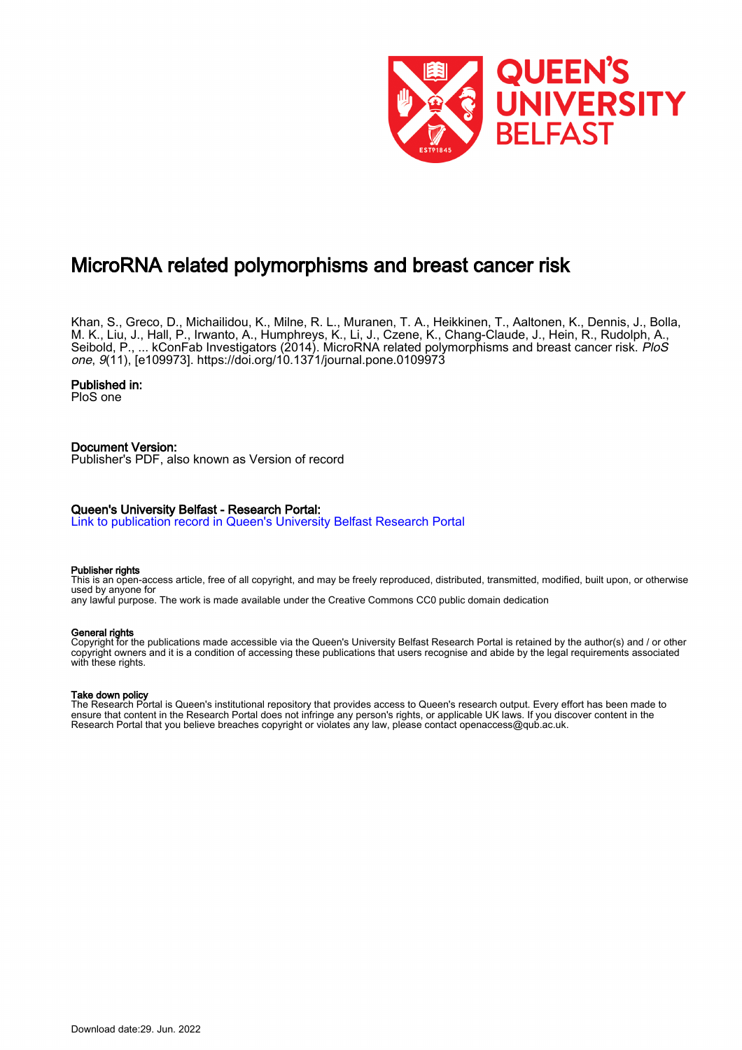# MicroRNA related polymorphisms and breast cancer risk

Khan, S., Greco, D., Michailidou, K., Milne, R. L., Muranen, T. A., Heikkinen, T., Aaltonen, K., Dennis, J., Bolla, M. K., Liu, J., Hall, P., Irwanto, A., Humphreys, K., Li, J., Czene, K., Chang-Claude, J., Hein, R., Rudolph, A., Seibold, P., ... kConFab Investigators (2014). MicroRNA related polymorphisms and breast cancer risk. *PloS one*, *9*(11), [e109973]. https://doi.org/10.1371/journal.pone.0109973

## Published in:

PloS one

## Document Version:

Publisher's PDF, also known as Version of record

## Queen's University Belfast - Research Portal:

Link to publication record in Queen's University Belfast Research Portal

### Publisher rights

This is an open-access article, free of all copyright, and may be freely reproduced, distributed, transmitted, modified, built upon, or otherwise used by anyone for
any lawful purpose. The work is made available under the Creative Commons CC0 public domain dedication

### General rights

Copyright for the publications made accessible via the Queen's University Belfast Research Portal is retained by the author(s) and / or other copyright owners and it is a condition of accessing these publications that users recognise and abide by the legal requirements associated with these rights.

### Take down policy

The Research Portal is Queen's institutional repository that provides access to Queen's research output. Every effort has been made to ensure that content in the Research Portal does not infringe any person's rights, or applicable UK laws. If you discover content in the Research Portal that you believe breaches copyright or violates any law, please contact openaccess@qub.ac.uk.

Download date:29. Jun. 2022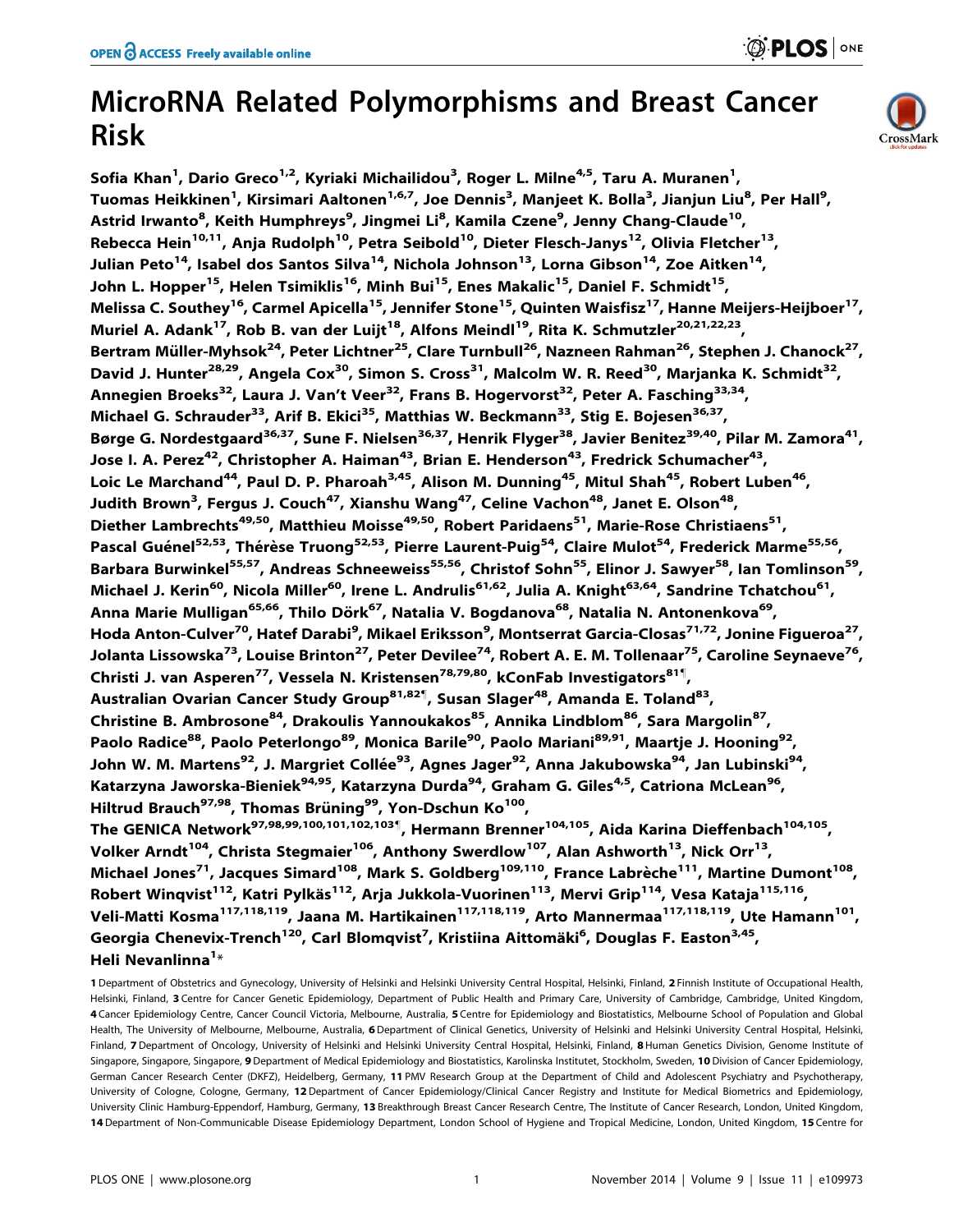# MicroRNA Related Polymorphisms and Breast Cancer Risk

Sofia Khan[1], Dario Greco[1,2], Kyriaki Michailidou[3], Roger L. Milne[4,5], Taru A. Muranen[1], Tuomas Heikkinen[1], Kirsimari Aaltonen[1,6,7], Joe Dennis[3], Manjeet K. Bolla[3], Jianjun Liu[8], Per Hall[9], Astrid Irwanto[8], Keith Humphreys[9], Jingmei Li[8], Kamila Czene[9], Jenny Chang-Claude[10], Rebecca Hein[10,11], Anja Rudolph[10], Petra Seibold[10], Dieter Flesch-Janys[12], Olivia Fletcher[13], Julian Peto[14], Isabel dos Santos Silva[14], Nichola Johnson[13], Lorna Gibson[14], Zoe Aitken[14], John L. Hopper[15], Helen Tsimiklis[16], Minh Bui[15], Enes Makalic[15], Daniel F. Schmidt[15], Melissa C. Southey[16], Carmel Apicella[15], Jennifer Stone[15], Quinten Waisfisz[17], Hanne Meijers-Heijboer[17], Muriel A. Adank[17], Rob B. van der Luijt[18], Alfons Meindl[19], Rita K. Schmutzler[20,21,22,23], Bertram Müller-Myhsok[24], Peter Lichtner[25], Clare Turnbull[26], Nazneen Rahman[26], Stephen J. Chanock[27], David J. Hunter[28,29], Angela Cox[30], Simon S. Cross[31], Malcolm W. R. Reed[30], Marjanka K. Schmidt[32], Annegien Broeks[32], Laura J. Van't Veer[32], Frans B. Hogervorst[32], Peter A. Fasching[33,34], Michael G. Schrauder[33], Arif B. Ekici[35], Matthias W. Beckmann[33], Stig E. Bojesen[36,37], Børge G. Nordestgaard[36,37], Sune F. Nielsen[36,37], Henrik Flyger[38], Javier Benitez[39,40], Pilar M. Zamora[41], Jose I. A. Perez[42], Christopher A. Haiman[43], Brian E. Henderson[43], Fredrick Schumacher[43], Loic Le Marchand[44], Paul D. P. Pharoah[3,45], Alison M. Dunning[45], Mitul Shah[45], Robert Luben[46], Judith Brown[3], Fergus J. Couch[47], Xianshu Wang[47], Celine Vachon[48], Janet E. Olson[48], Diether Lambrechts[49,50], Matthieu Moisse[49,50], Robert Paridaens[51], Marie-Rose Christiaens[51], Pascal Guénel[52,53], Thérèse Truong[52,53], Pierre Laurent-Puig[54], Claire Mulot[54], Frederick Marme[55,56], Barbara Burwinkel[55,57], Andreas Schneeweiss[55,56], Christof Sohn[55], Elinor J. Sawyer[58], Ian Tomlinson[59], Michael J. Kerin[60], Nicola Miller[60], Irene L. Andrulis[61,62], Julia A. Knight[63,64], Sandrine Tchatchou[61], Anna Marie Mulligan[65,66], Thilo Dörk[67], Natalia V. Bogdanova[68], Natalia N. Antonenkova[69], Hoda Anton-Culver[70], Hatef Darabi[9], Mikael Eriksson[9], Montserrat Garcia-Closas[71,72], Jonine Figueroa[27], Jolanta Lissowska[73], Louise Brinton[27], Peter Devilee[74], Robert A. E. M. Tollenaar[75], Caroline Seynaeve[76], Christi J. van Asperen[77], Vessela N. Kristensen[78,79,80], kConFab Investigators[81]¶, Australian Ovarian Cancer Study Group[81,82]¶, Susan Slager[48], Amanda E. Toland[83], Christine B. Ambrosone[84], Drakoulis Yannoukakos[85], Annika Lindblom[86], Sara Margolin[87], Paolo Radice[88], Paolo Peterlongo[89], Monica Barile[90], Paolo Mariani[89,91], Maartje J. Hooning[92], John W. M. Martens[92], J. Margriet Collée[93], Agnes Jager[92], Anna Jakubowska[94], Jan Lubinski[94], Katarzyna Jaworska-Bieniek[94,95], Katarzyna Durda[94], Graham G. Giles[4,5], Catriona McLean[96], Hiltrud Brauch[97,98], Thomas Brüning[99], Yon-Dschun Ko[100], The GENICA Network[97,98,99,100,101,102,103]¶, Hermann Brenner[104,105], Aida Karina Dieffenbach[104,105], Volker Arndt[104], Christa Stegmaier[106], Anthony Swerdlow[107], Alan Ashworth[13], Nick Orr[13], Michael Jones[71], Jacques Simard[108], Mark S. Goldberg[109,110], France Labrèche[111], Martine Dumont[108], Robert Winqvist[112], Katri Pylkäs[112], Arja Jukkola-Vuorinen[113], Mervi Grip[114], Vesa Kataja[115,116], Veli-Matti Kosma[117,118,119], Jaana M. Hartikainen[117,118,119], Arto Mannermaa[117,118,119], Ute Hamann[101], Georgia Chenevix-Trench[120], Carl Blomqvist[7], Kristiina Aittomäki[6], Douglas F. Easton[3,45], Heli Nevanlinna[1]*

**1** Department of Obstetrics and Gynecology, University of Helsinki and Helsinki University Central Hospital, Helsinki, Finland, **2** Finnish Institute of Occupational Health, Helsinki, Finland, **3** Centre for Cancer Genetic Epidemiology, Department of Public Health and Primary Care, University of Cambridge, Cambridge, United Kingdom, **4** Cancer Epidemiology Centre, Cancer Council Victoria, Melbourne, Australia, **5** Centre for Epidemiology and Biostatistics, Melbourne School of Population and Global Health, The University of Melbourne, Melbourne, Australia, **6** Department of Clinical Genetics, University of Helsinki and Helsinki University Central Hospital, Helsinki, Finland, **7** Department of Oncology, University of Helsinki and Helsinki University Central Hospital, Helsinki, Finland, **8** Human Genetics Division, Genome Institute of Singapore, Singapore, Singapore, **9** Department of Medical Epidemiology and Biostatistics, Karolinska Institutet, Stockholm, Sweden, **10** Division of Cancer Epidemiology, German Cancer Research Center (DKFZ), Heidelberg, Germany, **11** PMV Research Group at the Department of Child and Adolescent Psychiatry and Psychotherapy, University of Cologne, Cologne, Germany, **12** Department of Cancer Epidemiology/Clinical Cancer Registry and Institute for Medical Biometrics and Epidemiology, University Clinic Hamburg-Eppendorf, Hamburg, Germany, **13** Breakthrough Breast Cancer Research Centre, The Institute of Cancer Research, London, United Kingdom, **14** Department of Non-Communicable Disease Epidemiology Department, London School of Hygiene and Tropical Medicine, London, United Kingdom, **15** Centre for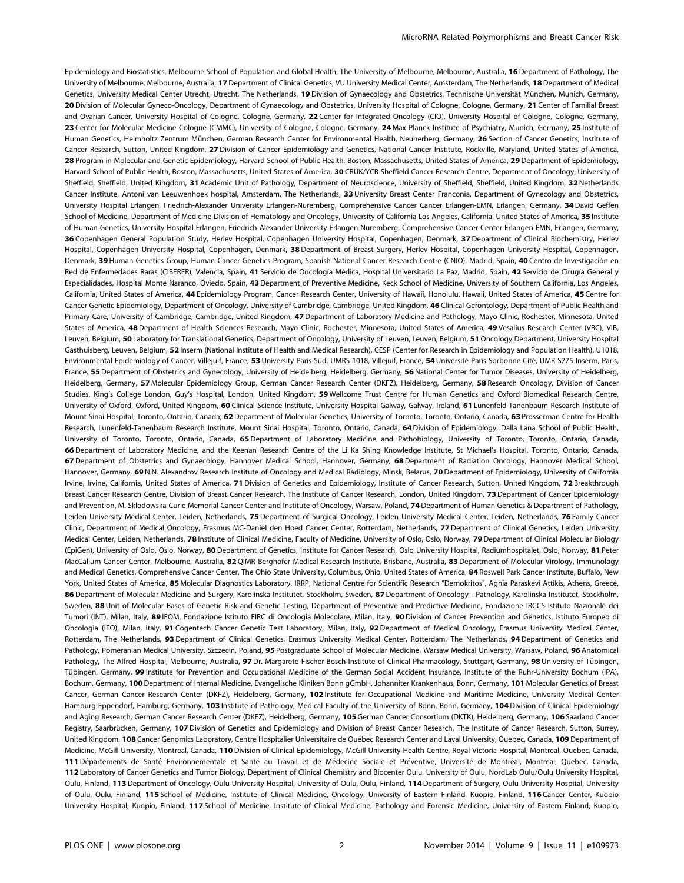Epidemiology and Biostatistics, Melbourne School of Population and Global Health, The University of Melbourne, Melbourne, Australia, **16** Department of Pathology, The University of Melbourne, Melbourne, Australia, **17** Department of Clinical Genetics, VU University Medical Center, Amsterdam, The Netherlands, **18** Department of Medical Genetics, University Medical Center Utrecht, Utrecht, The Netherlands, **19** Division of Gynaecology and Obstetrics, Technische Universität München, Munich, Germany, **20** Division of Molecular Gyneco-Oncology, Department of Gynaecology and Obstetrics, University Hospital of Cologne, Cologne, Germany, **21** Center of Familial Breast and Ovarian Cancer, University Hospital of Cologne, Cologne, Germany, **22** Center for Integrated Oncology (CIO), University Hospital of Cologne, Cologne, Germany, **23** Center for Molecular Medicine Cologne (CMMC), University of Cologne, Cologne, Germany, **24** Max Planck Institute of Psychiatry, Munich, Germany, **25** Institute of Human Genetics, Helmholtz Zentrum München, German Research Center for Environmental Health, Neuherberg, Germany, **26** Section of Cancer Genetics, Institute of Cancer Research, Sutton, United Kingdom, **27** Division of Cancer Epidemiology and Genetics, National Cancer Institute, Rockville, Maryland, United States of America, **28** Program in Molecular and Genetic Epidemiology, Harvard School of Public Health, Boston, Massachusetts, United States of America, **29** Department of Epidemiology, Harvard School of Public Health, Boston, Massachusetts, United States of America, **30** CRUK/YCR Sheffield Cancer Research Centre, Department of Oncology, University of Sheffield, Sheffield, United Kingdom, **31** Academic Unit of Pathology, Department of Neuroscience, University of Sheffield, Sheffield, United Kingdom, **32** Netherlands Cancer Institute, Antoni van Leeuwenhoek hospital, Amsterdam, The Netherlands, **33** University Breast Center Franconia, Department of Gynecology and Obstetrics, University Hospital Erlangen, Friedrich-Alexander University Erlangen-Nuremberg, Comprehensive Cancer Cancer Erlangen-EMN, Erlangen, Germany, **34** David Geffen School of Medicine, Department of Medicine Division of Hematology and Oncology, University of California Los Angeles, California, United States of America, **35** Institute of Human Genetics, University Hospital Erlangen, Friedrich-Alexander University Erlangen-Nuremberg, Comprehensive Cancer Center Erlangen-EMN, Erlangen, Germany, **36** Copenhagen General Population Study, Herlev Hospital, Copenhagen University Hospital, Copenhagen, Denmark, **37** Department of Clinical Biochemistry, Herlev Hospital, Copenhagen University Hospital, Copenhagen, Denmark, **38** Department of Breast Surgery, Herlev Hospital, Copenhagen University Hospital, Copenhagen, Denmark, **39** Human Genetics Group, Human Cancer Genetics Program, Spanish National Cancer Research Centre (CNIO), Madrid, Spain, **40** Centro de Investigación en Red de Enfermedades Raras (CIBERER), Valencia, Spain, **41** Servicio de Oncología Médica, Hospital Universitario La Paz, Madrid, Spain, **42** Servicio de Cirugía General y Especialidades, Hospital Monte Naranco, Oviedo, Spain, **43** Department of Preventive Medicine, Keck School of Medicine, University of Southern California, Los Angeles, California, United States of America, **44** Epidemiology Program, Cancer Research Center, University of Hawaii, Honolulu, Hawaii, United States of America, **45** Centre for Cancer Genetic Epidemiology, Department of Oncology, University of Cambridge, Cambridge, United Kingdom, **46** Clinical Gerontology, Department of Public Health and Primary Care, University of Cambridge, Cambridge, United Kingdom, **47** Department of Laboratory Medicine and Pathology, Mayo Clinic, Rochester, Minnesota, United States of America, **48** Department of Health Sciences Research, Mayo Clinic, Rochester, Minnesota, United States of America, **49** Vesalius Research Center (VRC), VIB, Leuven, Belgium, **50** Laboratory for Translational Genetics, Department of Oncology, University of Leuven, Leuven, Belgium, **51** Oncology Department, University Hospital Gasthuisberg, Leuven, Belgium, **52** Inserm (National Institute of Health and Medical Research), CESP (Center for Research in Epidemiology and Population Health), U1018, Environmental Epidemiology of Cancer, Villejuif, France, **53** University Paris-Sud, UMRS 1018, Villejuif, France, **54** Université Paris Sorbonne Cité, UMR-S775 Inserm, Paris, France, **55** Department of Obstetrics and Gynecology, University of Heidelberg, Heidelberg, Germany, **56** National Center for Tumor Diseases, University of Heidelberg, Heidelberg, Germany, **57** Molecular Epidemiology Group, German Cancer Research Center (DKFZ), Heidelberg, Germany, **58** Research Oncology, Division of Cancer Studies, King's College London, Guy's Hospital, London, United Kingdom, **59** Wellcome Trust Centre for Human Genetics and Oxford Biomedical Research Centre, University of Oxford, Oxford, United Kingdom, **60** Clinical Science Institute, University Hospital Galway, Galway, Ireland, **61** Lunenfeld-Tanenbaum Research Institute of Mount Sinai Hospital, Toronto, Ontario, Canada, **62** Department of Molecular Genetics, University of Toronto, Toronto, Ontario, Canada, **63** Prosserman Centre for Health Research, Lunenfeld-Tanenbaum Research Institute, Mount Sinai Hospital, Toronto, Ontario, Canada, **64** Division of Epidemiology, Dalla Lana School of Public Health, University of Toronto, Toronto, Ontario, Canada, **65** Department of Laboratory Medicine and Pathobiology, University of Toronto, Toronto, Ontario, Canada, **66** Department of Laboratory Medicine, and the Keenan Research Centre of the Li Ka Shing Knowledge Institute, St Michael's Hospital, Toronto, Ontario, Canada, **67** Department of Obstetrics and Gynaecology, Hannover Medical School, Hannover, Germany, **68** Department of Radiation Oncology, Hannover Medical School, Hannover, Germany, **69** N.N. Alexandrov Research Institute of Oncology and Medical Radiology, Minsk, Belarus, **70** Department of Epidemiology, University of California Irvine, Irvine, California, United States of America, **71** Division of Genetics and Epidemiology, Institute of Cancer Research, Sutton, United Kingdom, **72** Breakthrough Breast Cancer Research Centre, Division of Breast Cancer Research, The Institute of Cancer Research, London, United Kingdom, **73** Department of Cancer Epidemiology and Prevention, M. Sklodowska-Curie Memorial Cancer Center and Institute of Oncology, Warsaw, Poland, **74** Department of Human Genetics & Department of Pathology, Leiden University Medical Center, Leiden, Netherlands, **75** Department of Surgical Oncology, Leiden University Medical Center, Leiden, Netherlands, **76** Family Cancer Clinic, Department of Medical Oncology, Erasmus MC-Daniel den Hoed Cancer Center, Rotterdam, Netherlands, **77** Department of Clinical Genetics, Leiden University Medical Center, Leiden, Netherlands, **78** Institute of Clinical Medicine, Faculty of Medicine, University of Oslo, Oslo, Norway, **79** Department of Clinical Molecular Biology (EpiGen), University of Oslo, Oslo, Norway, **80** Department of Genetics, Institute for Cancer Research, Oslo University Hospital, Radiumhospitalet, Oslo, Norway, **81** Peter MacCallum Cancer Center, Melbourne, Australia, **82** QIMR Berghofer Medical Research Institute, Brisbane, Australia, **83** Department of Molecular Virology, Immunology and Medical Genetics, Comprehensive Cancer Center, The Ohio State University, Columbus, Ohio, United States of America, **84** Roswell Park Cancer Institute, Buffalo, New York, United States of America, **85** Molecular Diagnostics Laboratory, IRRP, National Centre for Scientific Research "Demokritos", Aghia Paraskevi Attikis, Athens, Greece, **86** Department of Molecular Medicine and Surgery, Karolinska Institutet, Stockholm, Sweden, **87** Department of Oncology - Pathology, Karolinska Institutet, Stockholm, Sweden, **88** Unit of Molecular Bases of Genetic Risk and Genetic Testing, Department of Preventive and Predictive Medicine, Fondazione IRCCS Istituto Nazionale dei Tumori (INT), Milan, Italy, **89** IFOM, Fondazione Istituto FIRC di Oncologia Molecolare, Milan, Italy, **90** Division of Cancer Prevention and Genetics, Istituto Europeo di Oncologia (IEO), Milan, Italy, **91** Cogentech Cancer Genetic Test Laboratory, Milan, Italy, **92** Department of Medical Oncology, Erasmus University Medical Center, Rotterdam, The Netherlands, **93** Department of Clinical Genetics, Erasmus University Medical Center, Rotterdam, The Netherlands, **94** Department of Genetics and Pathology, Pomeranian Medical University, Szczecin, Poland, **95** Postgraduate School of Molecular Medicine, Warsaw Medical University, Warsaw, Poland, **96** Anatomical Pathology, The Alfred Hospital, Melbourne, Australia, **97** Dr. Margarete Fischer-Bosch-Institute of Clinical Pharmacology, Stuttgart, Germany, **98** University of Tübingen, Tübingen, Germany, **99** Institute for Prevention and Occupational Medicine of the German Social Accident Insurance, Institute of the Ruhr-University Bochum (IPA), Bochum, Germany, **100** Department of Internal Medicine, Evangelische Kliniken Bonn gGmbH, Johanniter Krankenhaus, Bonn, Germany, **101** Molecular Genetics of Breast Cancer, German Cancer Research Center (DKFZ), Heidelberg, Germany, **102** Institute for Occupational Medicine and Maritime Medicine, University Medical Center Hamburg-Eppendorf, Hamburg, Germany, **103** Institute of Pathology, Medical Faculty of the University of Bonn, Bonn, Germany, **104** Division of Clinical Epidemiology and Aging Research, German Cancer Research Center (DKFZ), Heidelberg, Germany, **105** German Cancer Consortium (DKTK), Heidelberg, Germany, **106** Saarland Cancer Registry, Saarbrücken, Germany, **107** Division of Genetics and Epidemiology and Division of Breast Cancer Research, The Institute of Cancer Research, Sutton, Surrey, United Kingdom, **108** Cancer Genomics Laboratory, Centre Hospitalier Universitaire de Québec Research Center and Laval University, Quebec, Canada, **109** Department of Medicine, McGill University, Montreal, Canada, **110** Division of Clinical Epidemiology, McGill University Health Centre, Royal Victoria Hospital, Montreal, Quebec, Canada, **111** Départements de Santé Environnementale et Santé au Travail et de Médecine Sociale et Préventive, Université de Montréal, Montreal, Quebec, Canada, **112** Laboratory of Cancer Genetics and Tumor Biology, Department of Clinical Chemistry and Biocenter Oulu, University of Oulu, NordLab Oulu/Oulu University Hospital, Oulu, Finland, **113** Department of Oncology, Oulu University Hospital, University of Oulu, Oulu, Finland, **114** Department of Surgery, Oulu University Hospital, University of Oulu, Oulu, Finland, **115** School of Medicine, Institute of Clinical Medicine, Oncology, University of Eastern Finland, Kuopio, Finland, **116** Cancer Center, Kuopio University Hospital, Kuopio, Finland, **117** School of Medicine, Institute of Clinical Medicine, Pathology and Forensic Medicine, University of Eastern Finland, Kuopio,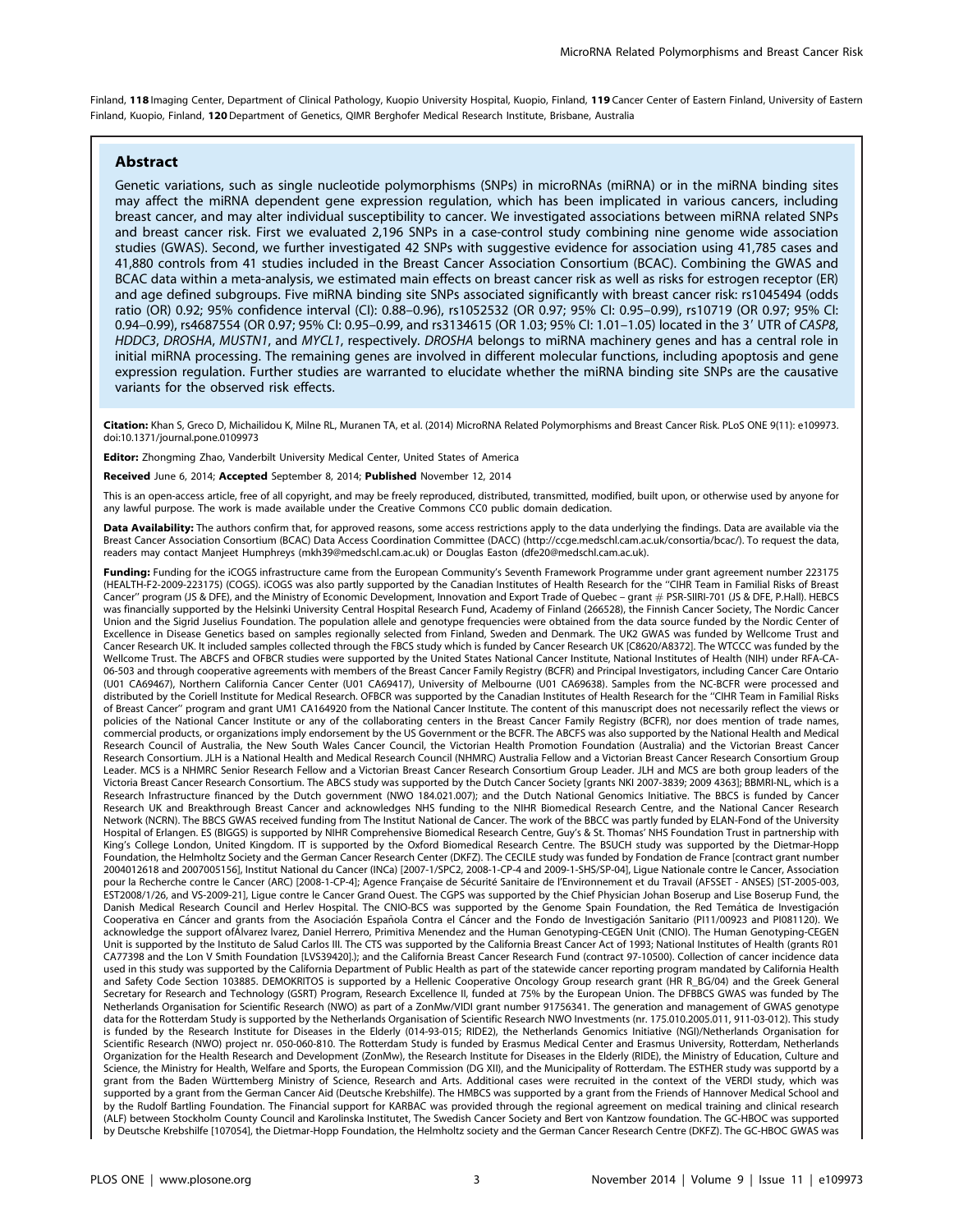Finland, **118** Imaging Center, Department of Clinical Pathology, Kuopio University Hospital, Kuopio, Finland, **119** Cancer Center of Eastern Finland, University of Eastern Finland, Kuopio, Finland, **120** Department of Genetics, QIMR Berghofer Medical Research Institute, Brisbane, Australia

## Abstract

Genetic variations, such as single nucleotide polymorphisms (SNPs) in microRNAs (miRNA) or in the miRNA binding sites may affect the miRNA dependent gene expression regulation, which has been implicated in various cancers, including breast cancer, and may alter individual susceptibility to cancer. We investigated associations between miRNA related SNPs and breast cancer risk. First we evaluated 2,196 SNPs in a case-control study combining nine genome wide association studies (GWAS). Second, we further investigated 42 SNPs with suggestive evidence for association using 41,785 cases and 41,880 controls from 41 studies included in the Breast Cancer Association Consortium (BCAC). Combining the GWAS and BCAC data within a meta-analysis, we estimated main effects on breast cancer risk as well as risks for estrogen receptor (ER) and age defined subgroups. Five miRNA binding site SNPs associated significantly with breast cancer risk: rs1045494 (odds ratio (OR) 0.92; 95% confidence interval (CI): 0.88–0.96), rs1052532 (OR 0.97; 95% CI: 0.95–0.99), rs10719 (OR 0.97; 95% CI: 0.94–0.99), rs4687554 (OR 0.97; 95% CI: 0.95–0.99, and rs3134615 (OR 1.03; 95% CI: 1.01–1.05) located in the 3′ UTR of *CASP8*, *HDDC3*, *DROSHA*, *MUSTN1*, and *MYCL1*, respectively. *DROSHA* belongs to miRNA machinery genes and has a central role in initial miRNA processing. The remaining genes are involved in different molecular functions, including apoptosis and gene expression regulation. Further studies are warranted to elucidate whether the miRNA binding site SNPs are the causative variants for the observed risk effects.

**Citation:** Khan S, Greco D, Michailidou K, Milne RL, Muranen TA, et al. (2014) MicroRNA Related Polymorphisms and Breast Cancer Risk. PLoS ONE 9(11): e109973. doi:10.1371/journal.pone.0109973

**Editor:** Zhongming Zhao, Vanderbilt University Medical Center, United States of America

**Received** June 6, 2014; **Accepted** September 8, 2014; **Published** November 12, 2014

This is an open-access article, free of all copyright, and may be freely reproduced, distributed, transmitted, modified, built upon, or otherwise used by anyone for any lawful purpose. The work is made available under the Creative Commons CC0 public domain dedication.

**Data Availability:** The authors confirm that, for approved reasons, some access restrictions apply to the data underlying the findings. Data are available via the Breast Cancer Association Consortium (BCAC) Data Access Coordination Committee (DACC) (http://ccge.medschl.cam.ac.uk/consortia/bcac/). To request the data, readers may contact Manjeet Humphreys (mkh39@medschl.cam.ac.uk) or Douglas Easton (dfe20@medschl.cam.ac.uk).

**Funding:** Funding for the iCOGS infrastructure came from the European Community's Seventh Framework Programme under grant agreement number 223175 (HEALTH-F2-2009-223175) (COGS). iCOGS was also partly supported by the Canadian Institutes of Health Research for the "CIHR Team in Familial Risks of Breast Cancer" program (JS & DFE), and the Ministry of Economic Development, Innovation and Export Trade of Quebec – grant # PSR-SIIRI-701 (JS & DFE, P.Hall). HEBCS was financially supported by the Helsinki University Central Hospital Research Fund, Academy of Finland (266528), the Finnish Cancer Society, The Nordic Cancer Union and the Sigrid Juselius Foundation. The population allele and genotype frequencies were obtained from the data source funded by the Nordic Center of Excellence in Disease Genetics based on samples regionally selected from Finland, Sweden and Denmark. The UK2 GWAS was funded by Wellcome Trust and Cancer Research UK. It included samples collected through the FBCS study which is funded by Cancer Research UK [C8620/A8372]. The WTCCC was funded by the Wellcome Trust. The ABCFS and OFBCR studies were supported by the United States National Cancer Institute, National Institutes of Health (NIH) under RFA-CA-06-503 and through cooperative agreements with members of the Breast Cancer Family Registry (BCFR) and Principal Investigators, including Cancer Care Ontario (U01 CA69467), Northern California Cancer Center (U01 CA69417), University of Melbourne (U01 CA69638). Samples from the NC-BCFR were processed and distributed by the Coriell Institute for Medical Research. OFBCR was supported by the Canadian Institutes of Health Research for the "CIHR Team in Familial Risks of Breast Cancer" program and grant UM1 CA164920 from the National Cancer Institute. The content of this manuscript does not necessarily reflect the views or policies of the National Cancer Institute or any of the collaborating centers in the Breast Cancer Family Registry (BCFR), nor does mention of trade names, commercial products, or organizations imply endorsement by the US Government or the BCFR. The ABCFS was also supported by the National Health and Medical Research Council of Australia, the New South Wales Cancer Council, the Victorian Health Promotion Foundation (Australia) and the Victorian Breast Cancer Research Consortium. JLH is a National Health and Medical Research Council (NHMRC) Australia Fellow and a Victorian Breast Cancer Research Consortium Group Leader. MCS is a NHMRC Senior Research Fellow and a Victorian Breast Cancer Research Consortium Group Leader. JLH and MCS are both group leaders of the Victoria Breast Cancer Research Consortium. The ABCS study was supported by the Dutch Cancer Society [grants NKI 2007-3839; 2009 4363]; BBMRI-NL, which is a Research Infrastructure financed by the Dutch government (NWO 184.021.007); and the Dutch National Genomics Initiative. The BBCS is funded by Cancer Research UK and Breakthrough Breast Cancer and acknowledges NHS funding to the NIHR Biomedical Research Centre, and the National Cancer Research Network (NCRN). The BBCS GWAS received funding from The Institut National de Cancer. The work of the BBCC was partly funded by ELAN-Fond of the University Hospital of Erlangen. ES (BIGGS) is supported by NIHR Comprehensive Biomedical Research Centre, Guy's & St. Thomas' NHS Foundation Trust in partnership with King's College London, United Kingdom. IT is supported by the Oxford Biomedical Research Centre. The BSUCH study was supported by the Dietmar-Hopp Foundation, the Helmholtz Society and the German Cancer Research Center (DKFZ). The CECILE study was funded by Fondation de France [contract grant number 2004012618 and 2007005156], Institut National du Cancer (INCa) [2007-1/SPC2, 2008-1-CP-4 and 2009-1-SHS/SP-04], Ligue Nationale contre le Cancer, Association pour la Recherche contre le Cancer (ARC) [2008-1-CP-4]; Agence Française de Sécurité Sanitaire de l'Environnement et du Travail (AFSSET - ANSES) [ST-2005-003, EST2008/1/26, and VS-2009-21], Ligue contre le Cancer Grand Ouest. The CGPS was supported by the Chief Physician Johan Boserup and Lise Boserup Fund, the Danish Medical Research Council and Herlev Hospital. The CNIO-BCS was supported by the Genome Spain Foundation, the Red Temática de Investigación Cooperativa en Cáncer and grants from the Asociación Española Contra el Cáncer and the Fondo de Investigación Sanitario (PI11/00923 and PI081120). We acknowledge the support ofÁlvarez lvarez, Daniel Herrero, Primitiva Menendez and the Human Genotyping-CEGEN Unit (CNIO). The Human Genotyping-CEGEN Unit is supported by the Instituto de Salud Carlos III. The CTS was supported by the California Breast Cancer Act of 1993; National Institutes of Health (grants R01 CA77398 and the Lon V Smith Foundation [LVS39420].); and the California Breast Cancer Research Fund (contract 97-10500). Collection of cancer incidence data used in this study was supported by the California Department of Public Health as part of the statewide cancer reporting program mandated by California Health and Safety Code Section 103885. DEMOKRITOS is supported by a Hellenic Cooperative Oncology Group research grant (HR R_BG/04) and the Greek General Secretary for Research and Technology (GSRT) Program, Research Excellence II, funded at 75% by the European Union. The DFBBCS GWAS was funded by The Netherlands Organisation for Scientific Research (NWO) as part of a ZonMw/VIDI grant number 91756341. The generation and management of GWAS genotype data for the Rotterdam Study is supported by the Netherlands Organisation of Scientific Research NWO Investments (nr. 175.010.2005.011, 911-03-012). This study is funded by the Research Institute for Diseases in the Elderly (014-93-015; RIDE2), the Netherlands Genomics Initiative (NGI)/Netherlands Organisation for Scientific Research (NWO) project nr. 050-060-810. The Rotterdam Study is funded by Erasmus Medical Center and Erasmus University, Rotterdam, Netherlands Organization for the Health Research and Development (ZonMw), the Research Institute for Diseases in the Elderly (RIDE), the Ministry of Education, Culture and Science, the Ministry for Health, Welfare and Sports, the European Commission (DG XII), and the Municipality of Rotterdam. The ESTHER study was supportd by a grant from the Baden Württemberg Ministry of Science, Research and Arts. Additional cases were recruited in the context of the VERDI study, which was supported by a grant from the German Cancer Aid (Deutsche Krebshilfe). The HMBCS was supported by a grant from the Friends of Hannover Medical School and by the Rudolf Bartling Foundation. The Financial support for KARBAC was provided through the regional agreement on medical training and clinical research (ALF) between Stockholm County Council and Karolinska Institutet, The Swedish Cancer Society and Bert von Kantzow foundation. The GC-HBOC was supported by Deutsche Krebshilfe [107054], the Dietmar-Hopp Foundation, the Helmholtz society and the German Cancer Research Centre (DKFZ). The GC-HBOC GWAS was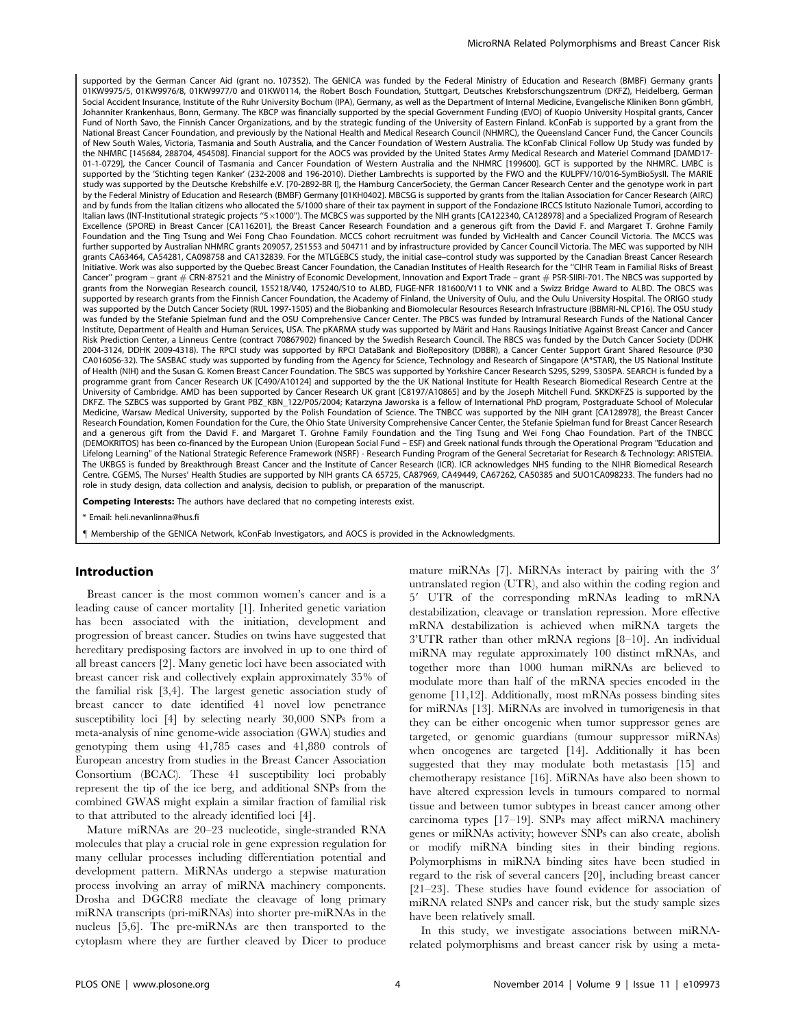supported by the German Cancer Aid (grant no. 107352). The GENICA was funded by the Federal Ministry of Education and Research (BMBF) Germany grants 01KW9975/5, 01KW9976/8, 01KW9977/0 and 01KW0114, the Robert Bosch Foundation, Stuttgart, Deutsches Krebsforschungszentrum (DKFZ), Heidelberg, German Social Accident Insurance, Institute of the Ruhr University Bochum (IPA), Germany, as well as the Department of Internal Medicine, Evangelische Kliniken Bonn gGmbH, Johanniter Krankenhaus, Bonn, Germany. The KBCP was financially supported by the special Government Funding (EVO) of Kuopio University Hospital grants, Cancer Fund of North Savo, the Finnish Cancer Organizations, and by the strategic funding of the University of Eastern Finland. kConFab is supported by a grant from the National Breast Cancer Foundation, and previously by the National Health and Medical Research Council (NHMRC), the Queensland Cancer Fund, the Cancer Councils of New South Wales, Victoria, Tasmania and South Australia, and the Cancer Foundation of Western Australia. The kConFab Clinical Follow Up Study was funded by the NHMRC [145684, 288704, 454508]. Financial support for the AOCS was provided by the United States Army Medical Research and Materiel Command [DAMD17-01-1-0729], the Cancer Council of Tasmania and Cancer Foundation of Western Australia and the NHMRC [199600]. GCT is supported by the NHMRC. LMBC is supported by the 'Stichting tegen Kanker' (232-2008 and 196-2010). Diether Lambrechts is supported by the FWO and the KULPFV/10/016-SymBioSysII. The MARIE study was supported by the Deutsche Krebshilfe e.V. [70-2892-BR I], the Hamburg CancerSociety, the German Cancer Research Center and the genotype work in part by the Federal Ministry of Education and Research (BMBF) Germany [01KH0402]. MBCSG is supported by grants from the Italian Association for Cancer Research (AIRC) and by funds from the Italian citizens who allocated the 5/1000 share of their tax payment in support of the Fondazione IRCCS Istituto Nazionale Tumori, according to Italian laws (INT-Institutional strategic projects "5×1000"). The MCBCS was supported by the NIH grants [CA122340, CA128978] and a Specialized Program of Research Excellence (SPORE) in Breast Cancer [CA116201], the Breast Cancer Research Foundation and a generous gift from the David F. and Margaret T. Grohne Family Foundation and the Ting Tsung and Wei Fong Chao Foundation. MCCS cohort recruitment was funded by VicHealth and Cancer Council Victoria. The MCCS was further supported by Australian NHMRC grants 209057, 251553 and 504711 and by infrastructure provided by Cancer Council Victoria. The MEC was supported by NIH grants CA63464, CA54281, CA098758 and CA132839. For the MTLGEBCS study, the initial case–control study was supported by the Canadian Breast Cancer Research Initiative. Work was also supported by the Quebec Breast Cancer Foundation, the Canadian Institutes of Health Research for the "CIHR Team in Familial Risks of Breast Cancer" program – grant # CRN-87521 and the Ministry of Economic Development, Innovation and Export Trade – grant # PSR-SIIRI-701. The NBCS was supported by grants from the Norwegian Research council, 155218/V40, 175240/S10 to ALBD, FUGE-NFR 181600/V11 to VNK and a Swizz Bridge Award to ALBD. The OBCS was supported by research grants from the Finnish Cancer Foundation, the Academy of Finland, the University of Oulu, and the Oulu University Hospital. The ORIGO study was supported by the Dutch Cancer Society (RUL 1997-1505) and the Biobanking and Biomolecular Resources Research Infrastructure (BBMRI-NL CP16). The OSU study was funded by the Stefanie Spielman fund and the OSU Comprehensive Cancer Center. The PBCS was funded by Intramural Research Funds of the National Cancer Institute, Department of Health and Human Services, USA. The pKARMA study was supported by Märit and Hans Rausings Initiative Against Breast Cancer and Cancer Risk Prediction Center, a Linneus Centre (contract 70867902) financed by the Swedish Research Council. The RBCS was funded by the Dutch Cancer Society (DDHK 2004-3124, DDHK 2009-4318). The RPCI study was supported by RPCI DataBank and BioRepository (DBBR), a Cancer Center Support Grant Shared Resource (P30 CA016056-32). The SASBAC study was supported by funding from the Agency for Science, Technology and Research of Singapore (A*STAR), the US National Institute of Health (NIH) and the Susan G. Komen Breast Cancer Foundation. The SBCS was supported by Yorkshire Cancer Research S295, S299, S305PA. SEARCH is funded by a programme grant from Cancer Research UK [C490/A10124] and supported by the UK National Institute for Health Research Biomedical Research Centre at the University of Cambridge. AMD has been supported by Cancer Research UK grant [C8197/A10865] and by the Joseph Mitchell Fund. SKKDKFZS is supported by the DKFZ. The SZBCS was supported by Grant PBZ_KBN_122/P05/2004; Katarzyna Jaworska is a fellow of International PhD program, Postgraduate School of Molecular Medicine, Warsaw Medical University, supported by the Polish Foundation of Science. The TNBCC was supported by the NIH grant [CA128978], the Breast Cancer Research Foundation, Komen Foundation for the Cure, the Ohio State University Comprehensive Cancer Center, the Stefanie Spielman fund for Breast Cancer Research and a generous gift from the David F. and Margaret T. Grohne Family Foundation and the Ting Tsung and Wei Fong Chao Foundation. Part of the TNBCC (DEMOKRITOS) has been co-financed by the European Union (European Social Fund – ESF) and Greek national funds through the Operational Program "Education and Lifelong Learning" of the National Strategic Reference Framework (NSRF) - Research Funding Program of the General Secretariat for Research & Technology: ARISTEIA. The UKBGS is funded by Breakthrough Breast Cancer and the Institute of Cancer Research (ICR). ICR acknowledges NHS funding to the NIHR Biomedical Research Centre. CGEMS, The Nurses' Health Studies are supported by NIH grants CA 65725, CA87969, CA49449, CA67262, CA50385 and 5UO1CA098233. The funders had no role in study design, data collection and analysis, decision to publish, or preparation of the manuscript.

**Competing Interests:** The authors have declared that no competing interests exist.

\* Email: heli.nevanlinna@hus.fi

¶ Membership of the GENICA Network, kConFab Investigators, and AOCS is provided in the Acknowledgments.

## Introduction

Breast cancer is the most common women's cancer and is a leading cause of cancer mortality [1]. Inherited genetic variation has been associated with the initiation, development and progression of breast cancer. Studies on twins have suggested that hereditary predisposing factors are involved in up to one third of all breast cancers [2]. Many genetic loci have been associated with breast cancer risk and collectively explain approximately 35% of the familial risk [3,4]. The largest genetic association study of breast cancer to date identified 41 novel low penetrance susceptibility loci [4] by selecting nearly 30,000 SNPs from a meta-analysis of nine genome-wide association (GWA) studies and genotyping them using 41,785 cases and 41,880 controls of European ancestry from studies in the Breast Cancer Association Consortium (BCAC). These 41 susceptibility loci probably represent the tip of the ice berg, and additional SNPs from the combined GWAS might explain a similar fraction of familial risk to that attributed to the already identified loci [4].

Mature miRNAs are 20–23 nucleotide, single-stranded RNA molecules that play a crucial role in gene expression regulation for many cellular processes including differentiation potential and development pattern. MiRNAs undergo a stepwise maturation process involving an array of miRNA machinery components. Drosha and DGCR8 mediate the cleavage of long primary miRNA transcripts (pri-miRNAs) into shorter pre-miRNAs in the nucleus [5,6]. The pre-miRNAs are then transported to the cytoplasm where they are further cleaved by Dicer to produce mature miRNAs [7]. MiRNAs interact by pairing with the 3′ untranslated region (UTR), and also within the coding region and 5′ UTR of the corresponding mRNAs leading to mRNA destabilization, cleavage or translation repression. More effective mRNA destabilization is achieved when miRNA targets the 3'UTR rather than other mRNA regions [8–10]. An individual miRNA may regulate approximately 100 distinct mRNAs, and together more than 1000 human miRNAs are believed to modulate more than half of the mRNA species encoded in the genome [11,12]. Additionally, most mRNAs possess binding sites for miRNAs [13]. MiRNAs are involved in tumorigenesis in that they can be either oncogenic when tumor suppressor genes are targeted, or genomic guardians (tumour suppressor miRNAs) when oncogenes are targeted [14]. Additionally it has been suggested that they may modulate both metastasis [15] and chemotherapy resistance [16]. MiRNAs have also been shown to have altered expression levels in tumours compared to normal tissue and between tumor subtypes in breast cancer among other carcinoma types [17–19]. SNPs may affect miRNA machinery genes or miRNAs activity; however SNPs can also create, abolish or modify miRNA binding sites in their binding regions. Polymorphisms in miRNA binding sites have been studied in regard to the risk of several cancers [20], including breast cancer [21–23]. These studies have found evidence for association of miRNA related SNPs and cancer risk, but the study sample sizes have been relatively small.

In this study, we investigate associations between miRNA-related polymorphisms and breast cancer risk by using a meta-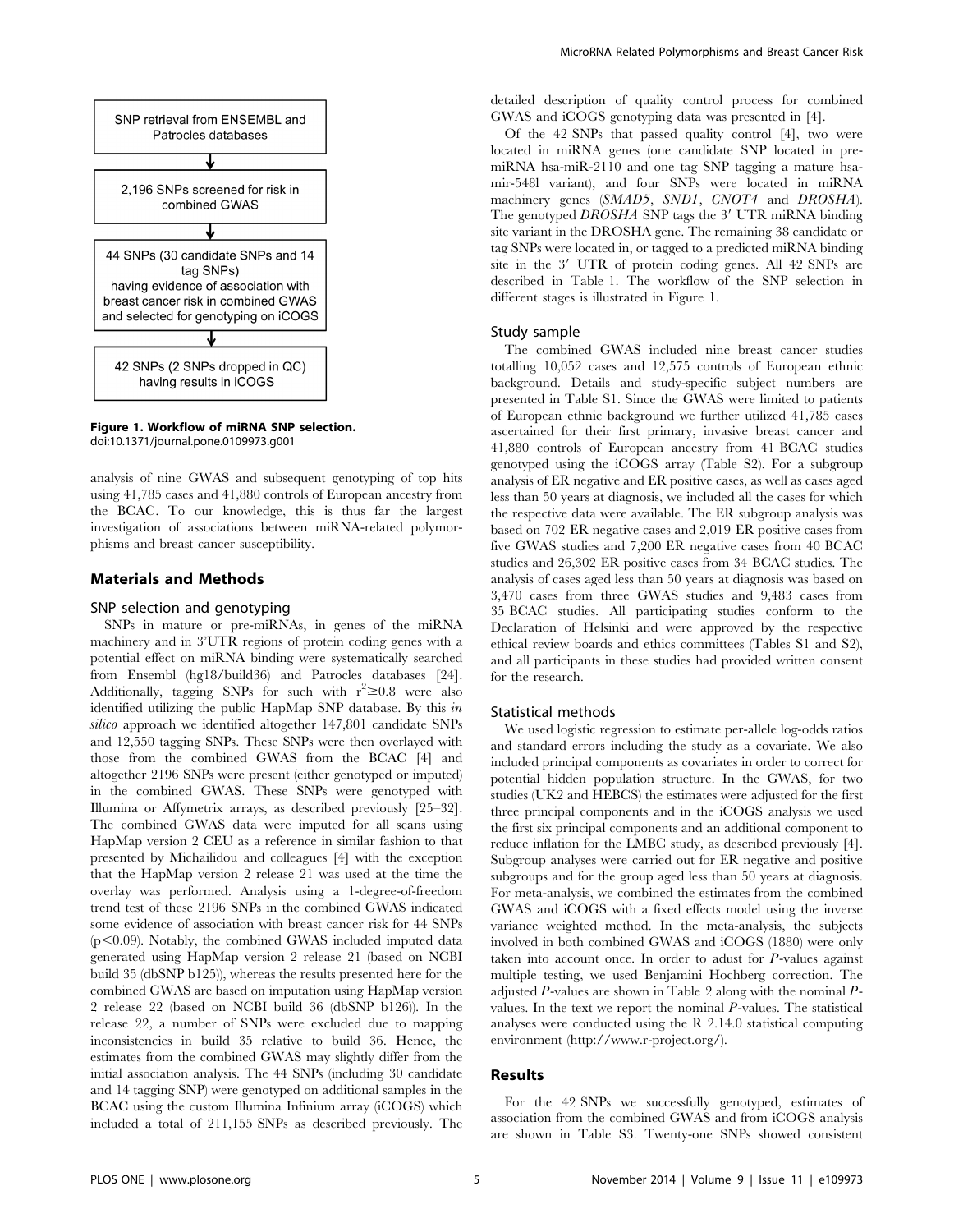SNP retrieval from ENSEMBL and Patrocles databases

2,196 SNPs screened for risk in combined GWAS

44 SNPs (30 candidate SNPs and 14 tag SNPs) having evidence of association with breast cancer risk in combined GWAS and selected for genotyping on iCOGS

42 SNPs (2 SNPs dropped in QC) having results in iCOGS

**Figure 1. Workflow of miRNA SNP selection.**
doi:10.1371/journal.pone.0109973.g001

analysis of nine GWAS and subsequent genotyping of top hits using 41,785 cases and 41,880 controls of European ancestry from the BCAC. To our knowledge, this is thus far the largest investigation of associations between miRNA-related polymorphisms and breast cancer susceptibility.

## Materials and Methods

### SNP selection and genotyping

SNPs in mature or pre-miRNAs, in genes of the miRNA machinery and in 3'UTR regions of protein coding genes with a potential effect on miRNA binding were systematically searched from Ensembl (hg18/build36) and Patrocles databases [24]. Additionally, tagging SNPs for such with $r^2 \geq 0.8$ were also identified utilizing the public HapMap SNP database. By this *in silico* approach we identified altogether 147,801 candidate SNPs and 12,550 tagging SNPs. These SNPs were then overlayed with those from the combined GWAS from the BCAC [4] and altogether 2196 SNPs were present (either genotyped or imputed) in the combined GWAS. These SNPs were genotyped with Illumina or Affymetrix arrays, as described previously [25–32]. The combined GWAS data were imputed for all scans using HapMap version 2 CEU as a reference in similar fashion to that presented by Michailidou and colleagues [4] with the exception that the HapMap version 2 release 21 was used at the time the overlay was performed. Analysis using a 1-degree-of-freedom trend test of these 2196 SNPs in the combined GWAS indicated some evidence of association with breast cancer risk for 44 SNPs ($p<0.09$). Notably, the combined GWAS included imputed data generated using HapMap version 2 release 21 (based on NCBI build 35 (dbSNP b125)), whereas the results presented here for the combined GWAS are based on imputation using HapMap version 2 release 22 (based on NCBI build 36 (dbSNP b126)). In the release 22, a number of SNPs were excluded due to mapping inconsistencies in build 35 relative to build 36. Hence, the estimates from the combined GWAS may slightly differ from the initial association analysis. The 44 SNPs (including 30 candidate and 14 tagging SNP) were genotyped on additional samples in the BCAC using the custom Illumina Infinium array (iCOGS) which included a total of 211,155 SNPs as described previously. The detailed description of quality control process for combined GWAS and iCOGS genotyping data was presented in [4].

Of the 42 SNPs that passed quality control [4], two were located in miRNA genes (one candidate SNP located in pre-miRNA hsa-miR-2110 and one tag SNP tagging a mature hsa-mir-548l variant), and four SNPs were located in miRNA machinery genes (*SMAD5*, *SND1*, *CNOT4* and *DROSHA*). The genotyped *DROSHA* SNP tags the 3′ UTR miRNA binding site variant in the DROSHA gene. The remaining 38 candidate or tag SNPs were located in, or tagged to a predicted miRNA binding site in the 3′ UTR of protein coding genes. All 42 SNPs are described in Table 1. The workflow of the SNP selection in different stages is illustrated in Figure 1.

### Study sample

The combined GWAS included nine breast cancer studies totalling 10,052 cases and 12,575 controls of European ethnic background. Details and study-specific subject numbers are presented in Table S1. Since the GWAS were limited to patients of European ethnic background we further utilized 41,785 cases ascertained for their first primary, invasive breast cancer and 41,880 controls of European ancestry from 41 BCAC studies genotyped using the iCOGS array (Table S2). For a subgroup analysis of ER negative and ER positive cases, as well as cases aged less than 50 years at diagnosis, we included all the cases for which the respective data were available. The ER subgroup analysis was based on 702 ER negative cases and 2,019 ER positive cases from five GWAS studies and 7,200 ER negative cases from 40 BCAC studies and 26,302 ER positive cases from 34 BCAC studies. The analysis of cases aged less than 50 years at diagnosis was based on 3,470 cases from three GWAS studies and 9,483 cases from 35 BCAC studies. All participating studies conform to the Declaration of Helsinki and were approved by the respective ethical review boards and ethics committees (Tables S1 and S2), and all participants in these studies had provided written consent for the research.

### Statistical methods

We used logistic regression to estimate per-allele log-odds ratios and standard errors including the study as a covariate. We also included principal components as covariates in order to correct for potential hidden population structure. In the GWAS, for two studies (UK2 and HEBCS) the estimates were adjusted for the first three principal components and in the iCOGS analysis we used the first six principal components and an additional component to reduce inflation for the LMBC study, as described previously [4]. Subgroup analyses were carried out for ER negative and positive subgroups and for the group aged less than 50 years at diagnosis. For meta-analysis, we combined the estimates from the combined GWAS and iCOGS with a fixed effects model using the inverse variance weighted method. In the meta-analysis, the subjects involved in both combined GWAS and iCOGS (1880) were only taken into account once. In order to adust for *P*-values against multiple testing, we used Benjamini Hochberg correction. The adjusted *P*-values are shown in Table 2 along with the nominal *P*-values. In the text we report the nominal *P*-values. The statistical analyses were conducted using the R 2.14.0 statistical computing environment (http://www.r-project.org/).

## Results

For the 42 SNPs we successfully genotyped, estimates of association from the combined GWAS and from iCOGS analysis are shown in Table S3. Twenty-one SNPs showed consistent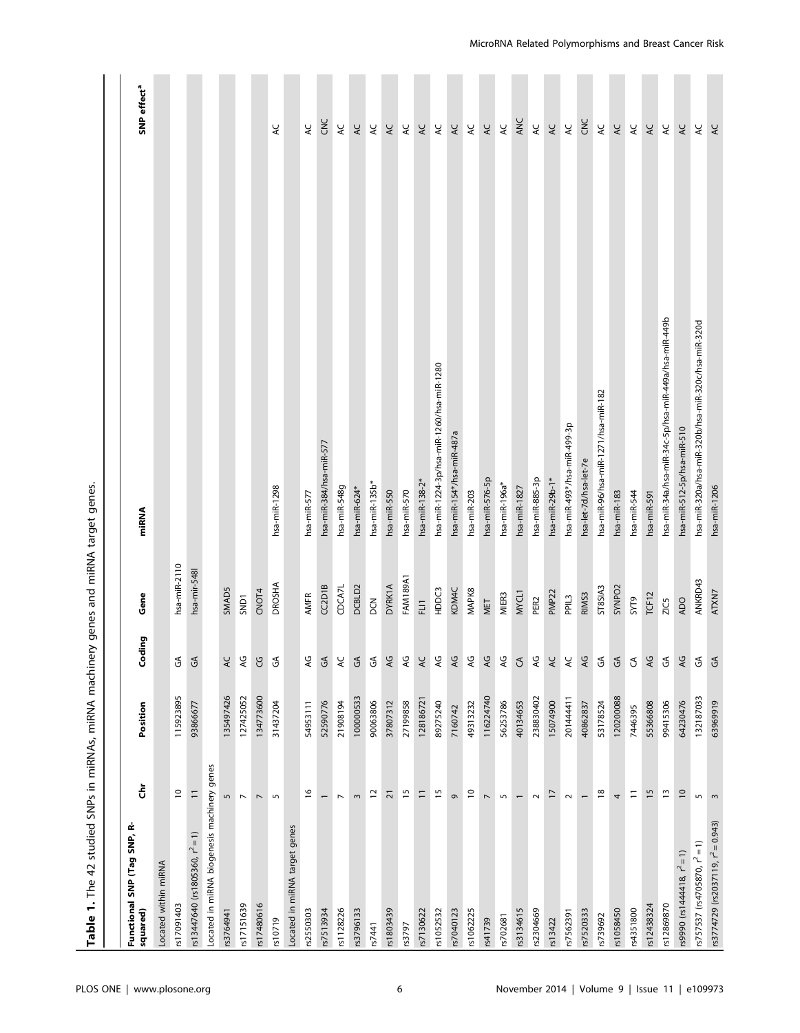**Table 1.** The 42 studied SNPs in miRNAs, miRNA machinery genes and miRNA target genes.

| Functional SNP (Tag SNP, R-squared) | Chr | Position | Coding | Gene | miRNA | SNP effect[a] |
|---|---|---|---|---|---|---|
| Located within miRNA | | | | | | |
| rs17091403 | 10 | 115923895 | G/A | hsa-miR-2110 | | |
| rs13447640 (rs1805360, $r^2 = 1$) | 11 | 93866677 | G/A | hsa-mir-548l | | |
| Located in miRNA biogenesis machinery genes | | | | | | |
| rs3764941 | 5 | 135497426 | A/C | SMAD5 | | |
| rs17151639 | 7 | 127425052 | A/G | SND1 | | |
| rs17480616 | 7 | 134773600 | C/G | CNOT4 | | |
| rs10719 | 5 | 31437204 | G/A | DROSHA | hsa-miR-1298 | AC |
| Located in miRNA target genes | | | | | | |
| rs2550303 | 16 | 54953111 | A/G | AMFR | hsa-miR-577 | AC |
| rs7513934 | 1 | 52590776 | G/A | CC2D1B | hsa-miR-384/hsa-miR-577 | CNC |
| rs1128226 | 7 | 21908194 | A/C | CDCA7L | hsa-miR-548g | AC |
| rs3796133 | 3 | 100000533 | G/A | DCBLD2 | hsa-miR-624* | AC |
| rs7441 | 12 | 90063806 | G/A | DCN | hsa-miR-135b* | AC |
| rs1803439 | 21 | 37807312 | A/G | DYRK1A | hsa-miR-550 | AC |
| rs3797 | 15 | 27199858 | A/G | FAM189A1 | hsa-miR-570 | AC |
| rs7130622 | 11 | 128186721 | A/C | FLI1 | hsa-miR-138-2* | AC |
| rs1052532 | 15 | 89275240 | A/G | HDDC3 | hsa-miR-1224-3p/hsa-miR-1260/hsa-miR-1280 | AC |
| rs7040123 | 9 | 7160742 | A/G | KDM4C | hsa-miR-154*/hsa-miR-487a | AC |
| rs1062225 | 10 | 49313232 | A/G | MAPK8 | hsa-miR-203 | AC |
| rs41739 | 7 | 116224740 | A/G | MET | hsa-miR-576-5p | AC |
| rs702681 | 5 | 56253786 | A/G | MIER3 | hsa-miR-196a* | AC |
| rs3134615 | 1 | 40134653 | C/A | MYCL1 | hsa-miR-1827 | ANC |
| rs2304669 | 2 | 238830402 | A/G | PER2 | hsa-miR-885-3p | AC |
| rs13422 | 17 | 15074900 | A/C | PMP22 | hsa-miR-29b-1* | AC |
| rs7562391 | 2 | 201444411 | A/C | PPIL3 | hsa-miR-493*/hsa-miR-499-3p | AC |
| rs7520333 | 1 | 40862837 | A/G | RIMS3 | hsa-let-7d/hsa-let-7e | CNC |
| rs739692 | 18 | 53178524 | G/A | ST8SIA3 | hsa-miR-96/hsa-miR-1271/hsa-miR-182 | AC |
| rs1058450 | 4 | 120200088 | G/A | SYNPO2 | hsa-miR-183 | AC |
| rs4351800 | 11 | 7446395 | C/A | SYT9 | hsa-miR-544 | AC |
| rs12438324 | 15 | 55366808 | A/G | TCF12 | hsa-miR-591 | AC |
| rs12869870 | 13 | 99415306 | G/A | ZIC5 | hsa-miR-34a/hsa-miR-34c-5p/hsa-miR-449a/hsa-miR-449b | AC |
| rs9990 (rs1444418, $r^2 = 1$) | 10 | 64230476 | A/G | ADO | hsa-miR-512-5p/hsa-miR-510 | AC |
| rs757537 (rs4705870, $r^2 = 1$) | 5 | 132187033 | G/A | ANKRD43 | hsa-miR-320a/hsa-miR-320b/hsa-miR-320c/hsa-miR-320d | AC |
| rs3774729 (rs2037119, $r^2 = 0.943$) | 3 | 63969919 | G/A | ATXN7 | hsa-miR-1206 | AC |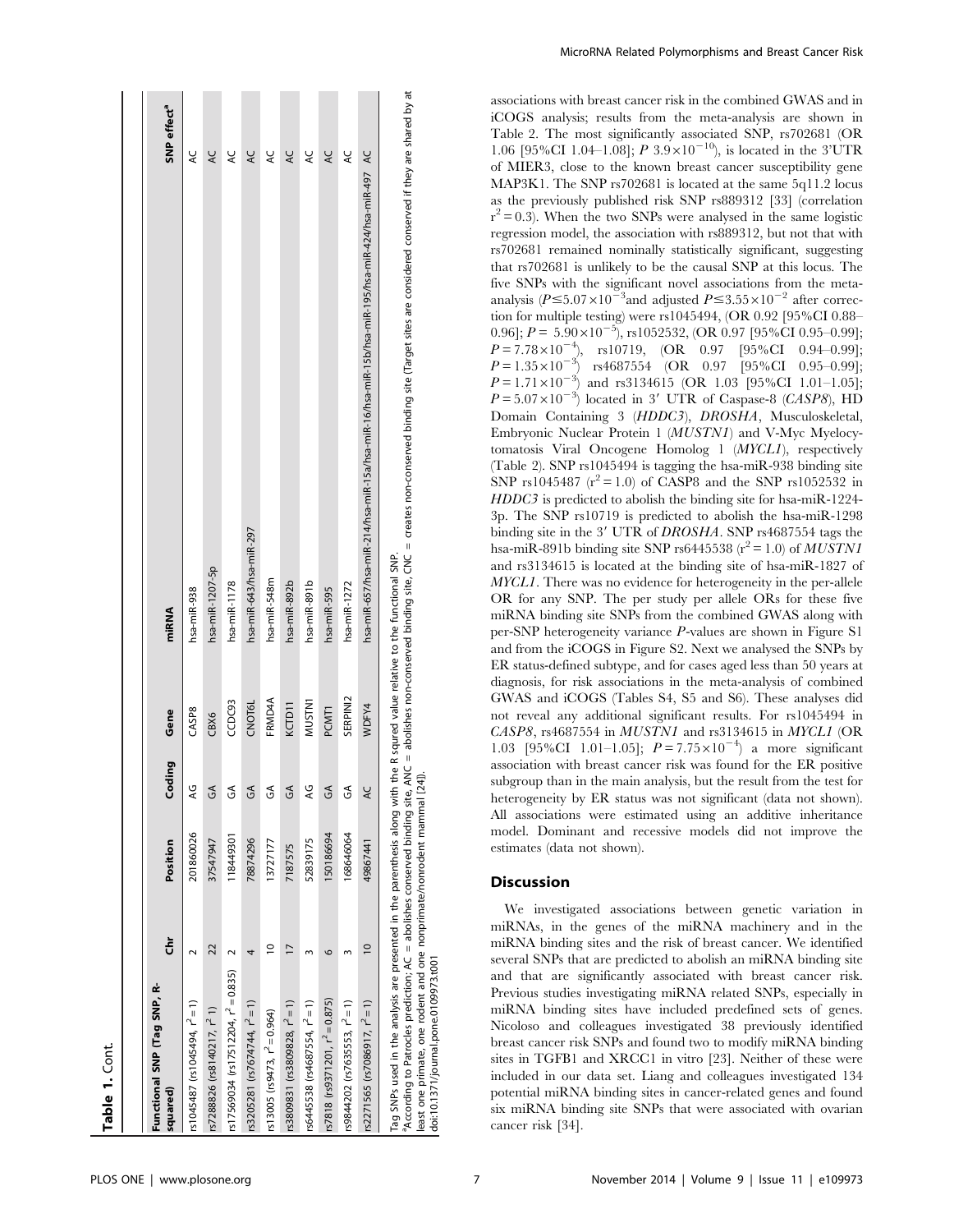**Table 1.** Cont.

| Functional SNP (Tag SNP, R-squared) | Chr | Position | Coding | Gene | miRNA | SNP effect[a] |
|---|---|---|---|---|---|---|
| rs1045487 (rs1045494, $r^2=1$) | 2 | 201860026 | AG | CASP8 | hsa-miR-938 | AC |
| rs7288826 (rs8140217, $r^2$ 1) | 22 | 37547947 | GA | CBX6 | hsa-miR-1207-5p | AC |
| rs17569034 (rs17512204, $r^2=0.835$) | 2 | 118449301 | GA | CCDC93 | hsa-miR-1178 | AC |
| rs3205281 (rs7674744, $r^2=1$) | 4 | 78874296 | GA | CNOT6L | hsa-miR-643/hsa-miR-297 | AC |
| rs13005 (rs9473, $r^2=0.964$) | 10 | 13727177 | GA | FRMD4A | hsa-miR-548m | AC |
| rs3809831 (rs3809828, $r^2=1$) | 17 | 7187575 | GA | KCTD11 | hsa-miR-892b | AC |
| rs6445538 (rs4687554, $r^2=1$) | 3 | 52839175 | AG | MUSTN1 | hsa-miR-891b | AC |
| rs7818 (rs9371201, $r^2=0.875$) | 6 | 150186694 | GA | PCMT1 | hsa-miR-595 | AC |
| rs9844202 (rs7635553, $r^2=1$) | 3 | 168646064 | GA | SERPINI2 | hsa-miR-1272 | AC |
| rs2271565 (rs7086917, $r^2=1$) | 10 | 49867441 | AC | WDFY4 | hsa-miR-657/hsa-miR-214/hsa-miR-15a/hsa-miR-16/hsa-miR-15b/hsa-miR-195/hsa-miR-424/hsa-miR-497 | AC |

Tag SNPs used in the analysis are presented in the parenthesis along with the R squred value relative to the functional SNP.
[a]According to Patrocles prediction; AC = abolishes conserved binding site, ANC = abolishes non-conserved binding site, CNC = creates non-conserved binding site (Target sites are considered conserved if they are shared by at least one primate, one rodent and one nonprimate/nonrodent mammal [24]).
doi:10.1371/journal.pone.0109973.t001

associations with breast cancer risk in the combined GWAS and in iCOGS analysis; results from the meta-analysis are shown in Table 2. The most significantly associated SNP, rs702681 (OR 1.06 [95%CI 1.04–1.08]; $P$ $3.9\times10^{-10}$), is located in the 3'UTR of MIER3, close to the known breast cancer susceptibility gene MAP3K1. The SNP rs702681 is located at the same 5q11.2 locus as the previously published risk SNP rs889312 [33] (correlation $r^2=0.3$). When the two SNPs were analysed in the same logistic regression model, the association with rs889312, but not that with rs702681 remained nominally statistically significant, suggesting that rs702681 is unlikely to be the causal SNP at this locus. The five SNPs with the significant novel associations from the meta-analysis ($P\leq5.07\times10^{-3}$and adjusted $P\leq3.55\times10^{-2}$ after correction for multiple testing) were rs1045494, (OR 0.92 [95%CI 0.88–0.96]; $P=5.90\times10^{-5}$), rs1052532, (OR 0.97 [95%CI 0.95–0.99]; $P=7.78\times10^{-4}$), rs10719, (OR 0.97 [95%CI 0.94–0.99]; $P=1.35\times10^{-3}$) rs4687554 (OR 0.97 [95%CI 0.95–0.99]; $P=1.71\times10^{-3}$) and rs3134615 (OR 1.03 [95%CI 1.01–1.05]; $P=5.07\times10^{-3}$) located in 3′ UTR of Caspase-8 (*CASP8*), HD Domain Containing 3 (*HDDC3*), *DROSHA*, Musculoskeletal, Embryonic Nuclear Protein 1 (*MUSTN1*) and V-Myc Myelocytomatosis Viral Oncogene Homolog 1 (*MYCL1*), respectively (Table 2). SNP rs1045494 is tagging the hsa-miR-938 binding site SNP rs1045487 ($r^2=1.0$) of CASP8 and the SNP rs1052532 in *HDDC3* is predicted to abolish the binding site for hsa-miR-1224-3p. The SNP rs10719 is predicted to abolish the hsa-miR-1298 binding site in the 3′ UTR of *DROSHA*. SNP rs4687554 tags the hsa-miR-891b binding site SNP rs6445538 ($r^2=1.0$) of *MUSTN1* and rs3134615 is located at the binding site of hsa-miR-1827 of *MYCL1*. There was no evidence for heterogeneity in the per-allele OR for any SNP. The per study per allele ORs for these five miRNA binding site SNPs from the combined GWAS along with per-SNP heterogeneity variance $P$-values are shown in Figure S1 and from the iCOGS in Figure S2. Next we analysed the SNPs by ER status-defined subtype, and for cases aged less than 50 years at diagnosis, for risk associations in the meta-analysis of combined GWAS and iCOGS (Tables S4, S5 and S6). These analyses did not reveal any additional significant results. For rs1045494 in *CASP8*, rs4687554 in *MUSTN1* and rs3134615 in *MYCL1* (OR 1.03 [95%CI 1.01–1.05]; $P=7.75\times10^{-4}$) a more significant association with breast cancer risk was found for the ER positive subgroup than in the main analysis, but the result from the test for heterogeneity by ER status was not significant (data not shown). All associations were estimated using an additive inheritance model. Dominant and recessive models did not improve the estimates (data not shown).

## Discussion

We investigated associations between genetic variation in miRNAs, in the genes of the miRNA machinery and in the miRNA binding sites and the risk of breast cancer. We identified several SNPs that are predicted to abolish an miRNA binding site and that are significantly associated with breast cancer risk. Previous studies investigating miRNA related SNPs, especially in miRNA binding sites have included predefined sets of genes. Nicoloso and colleagues investigated 38 previously identified breast cancer risk SNPs and found two to modify miRNA binding sites in TGFB1 and XRCC1 in vitro [23]. Neither of these were included in our data set. Liang and colleagues investigated 134 potential miRNA binding sites in cancer-related genes and found six miRNA binding site SNPs that were associated with ovarian cancer risk [34].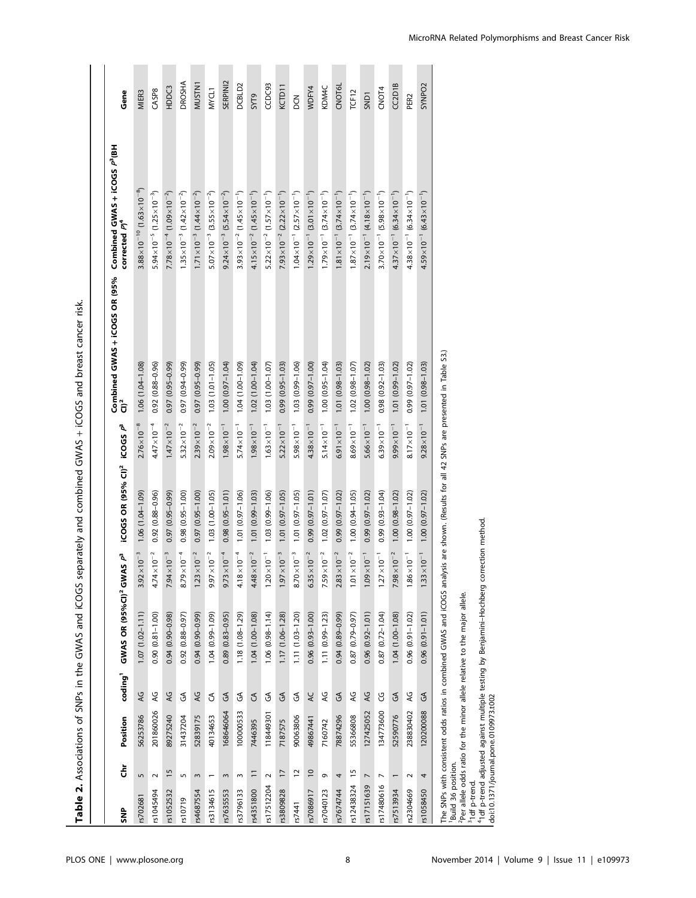**Table 2.** Associations of SNPs in the GWAS and iCOGS separately and combined GWAS + iCOGS and breast cancer risk.

| SNP | Chr | Position | coding[1] | GWAS OR (95%CI)[2] | GWAS $P^3$ | iCOGS OR (95% CI)[2] | iCOGS $P^3$ | Combined GWAS + iCOGS OR (95% CI)[2] | Combined GWAS + iCOGS $P^3$(BH corrected $P$)[4] | Gene |
|---|---|---|---|---|---|---|---|---|---|---|
| rs702681 | 5 | 56253786 | AG | 1.07 (1.02–1.11) | $3.92\times10^{-3}$ | 1.06 (1.04–1.09) | $2.76\times10^{-8}$ | 1.06 (1.04–1.08) | $3.88\times10^{-10}$ ($1.63\times10^{-8}$) | MIER3 |
| rs1045494 | 2 | 201860026 | AG | 0.90 (0.81–1.00) | $4.74\times10^{-2}$ | 0.92 (0.88–0.96) | $4.47\times10^{-4}$ | 0.92 (0.88–0.96) | $5.94\times10^{-5}$ ($1.25\times10^{-3}$) | CASP8 |
| rs1052532 | 15 | 89275240 | AG | 0.94 (0.90–0.98) | $7.94\times10^{-3}$ | 0.97 (0.95–0.99) | $1.47\times10^{-2}$ | 0.97 (0.95–0.99) | $7.78\times10^{-4}$ ($1.09\times10^{-2}$) | HDDC3 |
| rs10719 | 5 | 31437204 | GA | 0.92 (0.88–0.97) | $8.79\times10^{-4}$ | 0.98 (0.95–1.00) | $5.32\times10^{-2}$ | 0.97 (0.94–0.99) | $1.35\times10^{-3}$ ($1.42\times10^{-2}$) | DROSHA |
| rs4687554 | 3 | 52839175 | AG | 0.94 (0.90–0.99) | $1.23\times10^{-2}$ | 0.97 (0.95–1.00) | $2.39\times10^{-2}$ | 0.97 (0.95–0.99) | $1.71\times10^{-3}$ ($1.44\times10^{-2}$) | MUSTN1 |
| rs3134615 | 1 | 40134653 | CA | 1.04 (0.99–1.09) | $9.97\times10^{-2}$ | 1.03 (1.00–1.05) | $2.09\times10^{-2}$ | 1.03 (1.01–1.05) | $5.07\times10^{-3}$ ($3.55\times10^{-2}$) | MYCL1 |
| rs7635553 | 3 | 168646064 | GA | 0.89 (0.83–0.95) | $9.73\times10^{-4}$ | 0.98 (0.95–1.01) | $1.98\times10^{-1}$ | 1.00 (0.97–1.04) | $9.24\times10^{-3}$ ($5.54\times10^{-2}$) | SERPINI2 |
| rs3796133 | 3 | 100000533 | GA | 1.18 (1.08–1.29) | $4.18\times10^{-4}$ | 1.01 (0.97–1.06) | $5.74\times10^{-1}$ | 1.04 (1.00–1.09) | $3.93\times10^{-2}$ ($1.45\times10^{-1}$) | DCBLD2 |
| rs4351800 | 11 | 7446395 | CA | 1.04 (1.00–1.08) | $4.48\times10^{-2}$ | 1.01 (0.99–1.03) | $1.98\times10^{-1}$ | 1.02 (1.00–1.04) | $4.15\times10^{-2}$ ($1.45\times10^{-1}$) | SYT9 |
| rs17512204 | 2 | 118449301 | GA | 1.06 (0.98–1.14) | $1.20\times10^{-1}$ | 1.03 (0.99–1.06) | $1.63\times10^{-1}$ | 1.03 (1.00–1.07) | $5.22\times10^{-2}$ ($1.57\times10^{-1}$) | CCDC93 |
| rs3809828 | 17 | 7187575 | GA | 1.17 (1.06–1.28) | $1.97\times10^{-3}$ | 1.01 (0.97–1.05) | $5.22\times10^{-1}$ | 0.99 (0.95–1.03) | $7.93\times10^{-2}$ ($2.22\times10^{-1}$) | KCTD11 |
| rs7441 | 12 | 90063806 | GA | 1.11 (1.03–1.20) | $8.70\times10^{-3}$ | 1.01 (0.97–1.05) | $5.98\times10^{-1}$ | 1.03 (0.99–1.06) | $1.04\times10^{-1}$ ($2.57\times10^{-1}$) | DCN |
| rs7086917 | 10 | 49867441 | AC | 0.96 (0.93–1.00) | $6.35\times10^{-2}$ | 0.99 (0.97–1.01) | $4.38\times10^{-1}$ | 0.99 (0.97–1.00) | $1.29\times10^{-1}$ ($3.01\times10^{-1}$) | WDFY4 |
| rs7040123 | 9 | 7160742 | AG | 1.11 (0.99–1.23) | $7.59\times10^{-2}$ | 1.02 (0.97–1.07) | $5.14\times10^{-1}$ | 1.00 (0.95–1.04) | $1.79\times10^{-1}$ ($3.74\times10^{-1}$) | KDM4C |
| rs7674744 | 4 | 78874296 | GA | 0.94 (0.89–0.99) | $2.83\times10^{-2}$ | 0.99 (0.97–1.02) | $6.91\times10^{-1}$ | 1.01 (0.98–1.03) | $1.81\times10^{-1}$ ($3.74\times10^{-1}$) | CNOT6L |
| rs12438324 | 15 | 55366808 | AG | 0.87 (0.79–0.97) | $1.01\times10^{-2}$ | 1.00 (0.94–1.05) | $8.69\times10^{-1}$ | 1.02 (0.98–1.07) | $1.87\times10^{-1}$ ($3.74\times10^{-1}$) | TCF12 |
| rs17151639 | 7 | 127425052 | AG | 0.96 (0.92–1.01) | $1.09\times10^{-1}$ | 0.99 (0.97–1.02) | $5.66\times10^{-1}$ | 1.00 (0.98–1.02) | $2.19\times10^{-1}$ ($4.18\times10^{-1}$) | SND1 |
| rs17480616 | 7 | 134773600 | CG | 0.87 (0.72–1.04) | $1.27\times10^{-1}$ | 0.99 (0.93–1.04) | $6.39\times10^{-1}$ | 0.98 (0.92–1.03) | $3.70\times10^{-1}$ ($5.98\times10^{-1}$) | CNOT4 |
| rs7513934 | 1 | 52590776 | GA | 1.04 (1.00–1.08) | $7.98\times10^{-2}$ | 1.00 (0.98–1.02) | $9.99\times10^{-1}$ | 1.01 (0.99–1.02) | $4.37\times10^{-1}$ ($6.34\times10^{-1}$) | CC2D1B |
| rs2304669 | 2 | 238830402 | AG | 0.96 (0.91–1.02) | $1.86\times10^{-1}$ | 1.00 (0.97–1.02) | $8.17\times10^{-1}$ | 0.99 (0.97–1.02) | $4.38\times10^{-1}$ ($6.34\times10^{-1}$) | PER2 |
| rs1058450 | 4 | 120200088 | GA | 0.96 (0.91–1.01) | $1.33\times10^{-1}$ | 1.00 (0.97–1.02) | $9.28\times10^{-1}$ | 1.01 (0.98–1.03) | $4.59\times10^{-1}$ ($6.43\times10^{-1}$) | SYNPO2 |

The SNPs with consistent odds ratios in combined GWAS and iCOGS analysis are shown. (Results for all 42 SNPs are presented in Table S3.)
[1]Build 36 position.
[2]Per allele odds ratio for the minor allele relative to the major allele.
[3]1df p-trend.
[4]1df p-trend adjusted against multiple testing by Benjamini–Hochberg correction method.
doi:10.1371/journal.pone.0109973.t002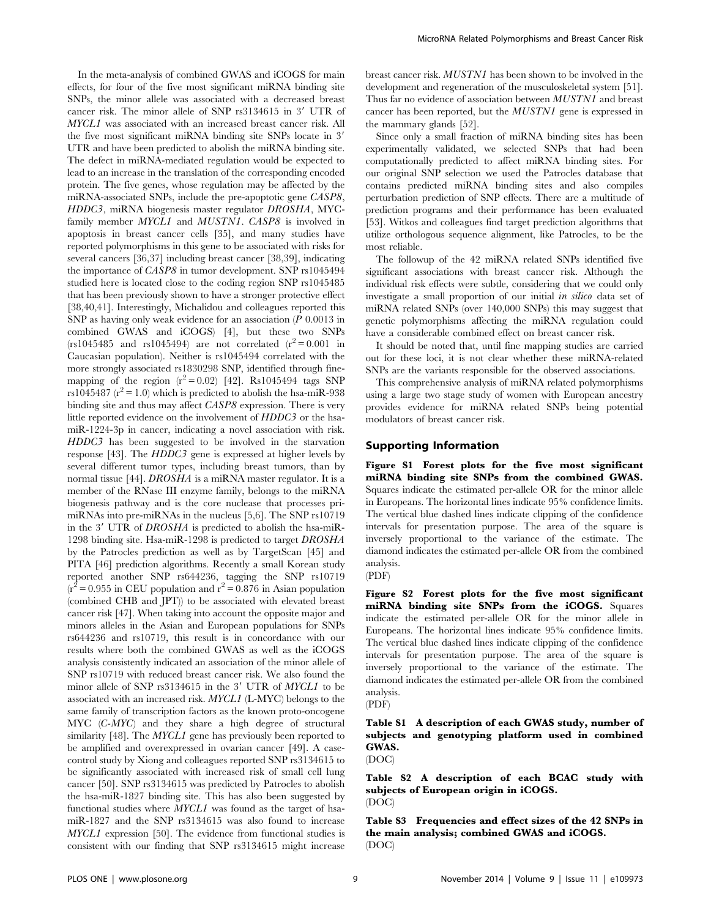In the meta-analysis of combined GWAS and iCOGS for main effects, for four of the five most significant miRNA binding site SNPs, the minor allele was associated with a decreased breast cancer risk. The minor allele of SNP rs3134615 in 3′ UTR of *MYCL1* was associated with an increased breast cancer risk. All the five most significant miRNA binding site SNPs locate in 3′ UTR and have been predicted to abolish the miRNA binding site. The defect in miRNA-mediated regulation would be expected to lead to an increase in the translation of the corresponding encoded protein. The five genes, whose regulation may be affected by the miRNA-associated SNPs, include the pre-apoptotic gene *CASP8*, *HDDC3*, miRNA biogenesis master regulator *DROSHA*, MYC-family member *MYCL1* and *MUSTN1*. *CASP8* is involved in apoptosis in breast cancer cells [35], and many studies have reported polymorphisms in this gene to be associated with risks for several cancers [36,37] including breast cancer [38,39], indicating the importance of *CASP8* in tumor development. SNP rs1045494 studied here is located close to the coding region SNP rs1045485 that has been previously shown to have a stronger protective effect [38,40,41]. Interestingly, Michalidou and colleagues reported this SNP as having only weak evidence for an association ($P$ 0.0013 in combined GWAS and iCOGS) [4], but these two SNPs (rs1045485 and rs1045494) are not correlated ($r^2 = 0.001$ in Caucasian population). Neither is rs1045494 correlated with the more strongly associated rs1830298 SNP, identified through fine-mapping of the region ($r^2 = 0.02$) [42]. Rs1045494 tags SNP rs1045487 ($r^2 = 1.0$) which is predicted to abolish the hsa-miR-938 binding site and thus may affect *CASP8* expression. There is very little reported evidence on the involvement of *HDDC3* or the hsa-miR-1224-3p in cancer, indicating a novel association with risk. *HDDC3* has been suggested to be involved in the starvation response [43]. The *HDDC3* gene is expressed at higher levels by several different tumor types, including breast tumors, than by normal tissue [44]. *DROSHA* is a miRNA master regulator. It is a member of the RNase III enzyme family, belongs to the miRNA biogenesis pathway and is the core nuclease that processes pri-miRNAs into pre-miRNAs in the nucleus [5,6]. The SNP rs10719 in the 3′ UTR of *DROSHA* is predicted to abolish the hsa-miR-1298 binding site. Hsa-miR-1298 is predicted to target *DROSHA* by the Patrocles prediction as well as by TargetScan [45] and PITA [46] prediction algorithms. Recently a small Korean study reported another SNP rs644236, tagging the SNP rs10719 ($r^2 = 0.955$ in CEU population and $r^2 = 0.876$ in Asian population (combined CHB and JPT)) to be associated with elevated breast cancer risk [47]. When taking into account the opposite major and minors alleles in the Asian and European populations for SNPs rs644236 and rs10719, this result is in concordance with our results where both the combined GWAS as well as the iCOGS analysis consistently indicated an association of the minor allele of SNP rs10719 with reduced breast cancer risk. We also found the minor allele of SNP rs3134615 in the 3′ UTR of *MYCL1* to be associated with an increased risk. *MYCL1* (L-MYC) belongs to the same family of transcription factors as the known proto-oncogene MYC (*C-MYC*) and they share a high degree of structural similarity [48]. The *MYCL1* gene has previously been reported to be amplified and overexpressed in ovarian cancer [49]. A case-control study by Xiong and colleagues reported SNP rs3134615 to be significantly associated with increased risk of small cell lung cancer [50]. SNP rs3134615 was predicted by Patrocles to abolish the hsa-miR-1827 binding site. This has also been suggested by functional studies where *MYCL1* was found as the target of hsa-miR-1827 and the SNP rs3134615 was also found to increase *MYCL1* expression [50]. The evidence from functional studies is consistent with our finding that SNP rs3134615 might increase breast cancer risk. *MUSTN1* has been shown to be involved in the development and regeneration of the musculoskeletal system [51]. Thus far no evidence of association between *MUSTN1* and breast cancer has been reported, but the *MUSTN1* gene is expressed in the mammary glands [52].

Since only a small fraction of miRNA binding sites has been experimentally validated, we selected SNPs that had been computationally predicted to affect miRNA binding sites. For our original SNP selection we used the Patrocles database that contains predicted miRNA binding sites and also compiles perturbation prediction of SNP effects. There are a multitude of prediction programs and their performance has been evaluated [53]. Witkos and colleagues find target prediction algorithms that utilize orthologous sequence alignment, like Patrocles, to be the most reliable.

The followup of the 42 miRNA related SNPs identified five significant associations with breast cancer risk. Although the individual risk effects were subtle, considering that we could only investigate a small proportion of our initial *in silico* data set of miRNA related SNPs (over 140,000 SNPs) this may suggest that genetic polymorphisms affecting the miRNA regulation could have a considerable combined effect on breast cancer risk.

It should be noted that, until fine mapping studies are carried out for these loci, it is not clear whether these miRNA-related SNPs are the variants responsible for the observed associations.

This comprehensive analysis of miRNA related polymorphisms using a large two stage study of women with European ancestry provides evidence for miRNA related SNPs being potential modulators of breast cancer risk.

## Supporting Information

**Figure S1 Forest plots for the five most significant miRNA binding site SNPs from the combined GWAS.** Squares indicate the estimated per-allele OR for the minor allele in Europeans. The horizontal lines indicate 95% confidence limits. The vertical blue dashed lines indicate clipping of the confidence intervals for presentation purpose. The area of the square is inversely proportional to the variance of the estimate. The diamond indicates the estimated per-allele OR from the combined analysis.
(PDF)

**Figure S2 Forest plots for the five most significant miRNA binding site SNPs from the iCOGS.** Squares indicate the estimated per-allele OR for the minor allele in Europeans. The horizontal lines indicate 95% confidence limits. The vertical blue dashed lines indicate clipping of the confidence intervals for presentation purpose. The area of the square is inversely proportional to the variance of the estimate. The diamond indicates the estimated per-allele OR from the combined analysis.
(PDF)

**Table S1 A description of each GWAS study, number of subjects and genotyping platform used in combined GWAS.**
(DOC)

**Table S2 A description of each BCAC study with subjects of European origin in iCOGS.**
(DOC)

**Table S3 Frequencies and effect sizes of the 42 SNPs in the main analysis; combined GWAS and iCOGS.**
(DOC)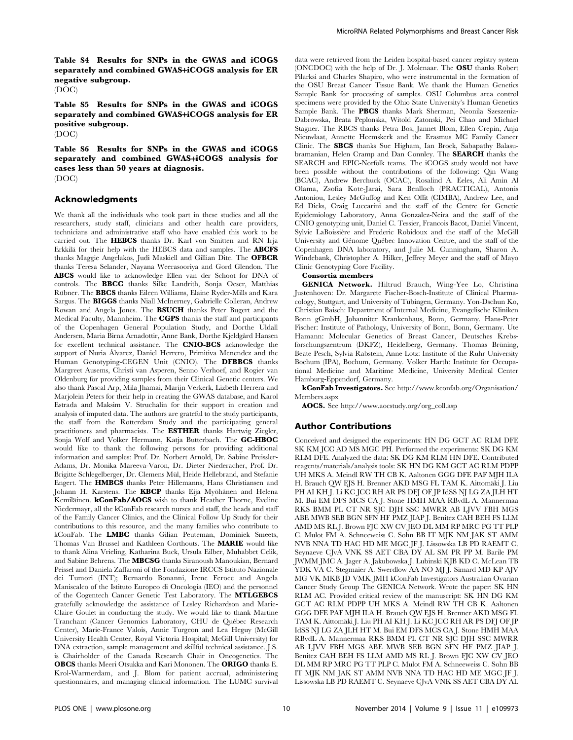**Table S4 Results for SNPs in the GWAS and iCOGS separately and combined GWAS+iCOGS analysis for ER negative subgroup.**
(DOC)

**Table S5 Results for SNPs in the GWAS and iCOGS separately and combined GWAS+iCOGS analysis for ER positive subgroup.**
(DOC)

**Table S6 Results for SNPs in the GWAS and iCOGS separately and combined GWAS+iCOGS analysis for cases less than 50 years at diagnosis.**
(DOC)

## Acknowledgments

We thank all the individuals who took part in these studies and all the researchers, study staff, clinicians and other health care providers, technicians and administrative staff who have enabled this work to be carried out. The **HEBCS** thanks Dr. Karl von Smitten and RN Irja Erkkilä for their help with the HEBCS data and samples. The **ABCFS** thanks Maggie Angelakos, Judi Maskiell and Gillian Dite. The **OFBCR** thanks Teresa Selander, Nayana Weerasooriya and Gord Glendon. The **ABCS** would like to acknowledge Ellen van der Schoot for DNA of controls. The **BBCC** thanks Silke Landrith, Sonja Oeser, Matthias Rübner. The **BBCS** thanks Eileen Williams, Elaine Ryder-Mills and Kara Sargus. The **BIGGS** thanks Niall McInerney, Gabrielle Colleran, Andrew Rowan and Angela Jones. The **BSUCH** thanks Peter Bugert and the Medical Faculty, Mannheim. The **CGPS** thanks the staff and participants of the Copenhagen General Population Study, and Dorthe Uldall Andersen, Maria Birna Arnadottir, Anne Bank, Dorthe Kjeldgård Hansen for excellent technical assistance. The **CNIO-BCS** acknowledge the support of Nuria Álvarez, Daniel Herrero, Primitiva Menendez and the Human Genotyping-CEGEN Unit (CNIO). The **DFBBCS** thanks Margreet Ausems, Christi van Asperen, Senno Verhoef, and Rogier van Oldenburg for providing samples from their Clinical Genetic centers. We also thank Pascal Arp, Mila Jhamai, Marijn Verkerk, Lizbeth Herrera and Marjolein Peters for their help in creating the GWAS database, and Karol Estrada and Maksim V. Struchalin for their support in creation and analysis of imputed data. The authors are grateful to the study participants, the staff from the Rotterdam Study and the participating general practitioners and pharmacists. The **ESTHER** thanks Hartwig Ziegler, Sonja Wolf and Volker Hermann, Katja Butterbach. The **GC-HBOC** would like to thank the following persons for providing additional information and samples: Prof. Dr. Norbert Arnold, Dr. Sabine Preissler-Adams, Dr. Monika Mareeva-Varon, Dr. Dieter Niederacher, Prof. Dr. Brigitte Schlegelberger, Dr. Clemens Mül, Heide Hellebrand, and Stefanie Engert. The **HMBCS** thanks Peter Hillemanns, Hans Christiansen and Johann H. Karstens. The **KBCP** thanks Eija Myöhänen and Helena Kemiläinen. **kConFab/AOCS** wish to thank Heather Thorne, Eveline Niedermayr, all the kConFab research nurses and staff, the heads and staff of the Family Cancer Clinics, and the Clinical Follow Up Study for their contributions to this resource, and the many families who contribute to kConFab. The **LMBC** thanks Gilian Peuteman, Dominiek Smeets, Thomas Van Brussel and Kathleen Corthouts. The **MARIE** would like to thank Alina Vrieling, Katharina Buck, Ursula Eilber, Muhabbet Celik, and Sabine Behrens. The **MBCSG** thanks Siranoush Manoukian, Bernard Peissel and Daniela Zaffaroni of the Fondazione IRCCS Istituto Nazionale dei Tumori (INT); Bernardo Bonanni, Irene Feroce and Angela Maniscalco of the Istituto Europeo di Oncologia (IEO) and the personnel of the Cogentech Cancer Genetic Test Laboratory. The **MTLGEBCS** gratefully acknowledge the assistance of Lesley Richardson and Marie-Claire Goulet in conducting the study. We would like to thank Martine Tranchant (Cancer Genomics Laboratory, CHU de Québec Research Center), Marie-France Valois, Annie Turgeon and Lea Heguy (McGill University Health Center, Royal Victoria Hospital; McGill University) for DNA extraction, sample management and skillful technical assistance. J.S. is Chairholder of the Canada Research Chair in Oncogenetics. The **OBCS** thanks Meeri Otsukka and Kari Mononen. The **ORIGO** thanks E. Krol-Warmerdam, and J. Blom for patient accrual, administering questionnaires, and managing clinical information. The LUMC survival data were retrieved from the Leiden hospital-based cancer registry system (ONCDOC) with the help of Dr. J. Molenaar. The **OSU** thanks Robert Pilarksi and Charles Shapiro, who were instrumental in the formation of the OSU Breast Cancer Tissue Bank. We thank the Human Genetics Sample Bank for processing of samples. OSU Columbus area control specimens were provided by the Ohio State University's Human Genetics Sample Bank. The **PBCS** thanks Mark Sherman, Neonila Szeszenia-Dabrowska, Beata Peplonska, Witold Zatonski, Pei Chao and Michael Stagner. The RBCS thanks Petra Bos, Jannet Blom, Ellen Crepin, Anja Nieuwlaat, Annette Heemskerk and the Erasmus MC Family Cancer Clinic. The **SBCS** thanks Sue Higham, Ian Brock, Sabapathy Balasubramanian, Helen Cramp and Dan Connley. The **SEARCH** thanks the SEARCH and EPIC-Norfolk teams. The iCOGS study would not have been possible without the contributions of the following: Qin Wang (BCAC), Andrew Berchuck (OCAC), Rosalind A. Eeles, Ali Amin Al Olama, Zsofia Kote-Jarai, Sara Benlloch (PRACTICAL), Antonis Antoniou, Lesley McGuffog and Ken Offit (CIMBA), Andrew Lee, and Ed Dicks, Craig Luccarini and the staff of the Centre for Genetic Epidemiology Laboratory, Anna Gonzalez-Neira and the staff of the CNIO genotyping unit, Daniel C. Tessier, Francois Bacot, Daniel Vincent, Sylvie LaBoissière and Frederic Robidoux and the staff of the McGill University and Génome Québec Innovation Centre, and the staff of the Copenhagen DNA laboratory, and Julie M. Cunningham, Sharon A. Windebank, Christopher A. Hilker, Jeffrey Meyer and the staff of Mayo Clinic Genotyping Core Facility.

**Consortia members**

**GENICA Network.** Hiltrud Brauch, Wing-Yee Lo, Christina Justenhoven: Dr. Margarete Fischer-Bosch-Institute of Clinical Pharmacology, Stuttgart, and University of Tübingen, Germany. Yon-Dschun Ko, Christian Baisch: Department of Internal Medicine, Evangelische Kliniken Bonn gGmbH, Johanniter Krankenhaus, Bonn, Germany. Hans-Peter Fischer: Institute of Pathology, University of Bonn, Bonn, Germany. Ute Hamann: Molecular Genetics of Breast Cancer, Deutsches Krebsforschungszentrum (DKFZ), Heidelberg, Germany. Thomas Brüning, Beate Pesch, Sylvia Rabstein, Anne Lotz: Institute of the Ruhr University Bochum (IPA), Bochum, Germany. Volker Harth: Institute for Occupational Medicine and Maritime Medicine, University Medical Center Hamburg-Eppendorf, Germany.

**kConFab Investigators.** See http://www.kconfab.org/Organisation/Members.aspx

**AOCS.** See http://www.aocstudy.org/org_coll.asp

## Author Contributions

Conceived and designed the experiments: HN DG GCT AC RLM DFE SK KM JCC AD MS MGC PH. Performed the experiments: SK DG KM RLM DFE. Analyzed the data: SK DG KM RLM HN DFE. Contributed reagents/materials/analysis tools: SK HN DG KM GCT AC RLM PDPP UH MKS A. Meindl RW TH CB K. Aaltonen GGG DFE PAF MJH ILA H. Brauch QW EJS H. Brenner AKD MSG FL TAM K. Aittomäki J. Liu PH AI KH J. Li KC JCC RH AR PS DEJ OF JP IdSS NJ LG ZA JLH HT M. Bui EM DFS MCS CA J. Stone HMH MAA RBvdL A. Mannermaa RKS BMM PL CT NR SJC DJH SSC MWRR AB LJVV FBH MGS ABE MWB SEB BGN SFN HF PMZ JIAP J. Benitez CAH BEH FS LLM AMD MS RL J. Brown FJC XW CV JEO DL MM RP MRC PG TT PLP C. Mulot FM A. Schneeweiss C. Sohn BB IT MJK NM JAK ST AMM NVB NNA TD HAC HD ME MGC JF J. Lissowska LB PD RAEMT C. Seynaeve CJvA VNK SS AET CBA DY AL SM PR PP M. Barile PM JWMM JMC A. Jager A. Jakubowska J. Lubinski KJB KD C. McLean TB YDK VA C. Stegmaier A. Swerdlow AA NO MJ J. Simard MD KP AJV MG VK MKB JD VMK JMH kConFab Investigators Australian Ovarian Cancer Study Group The GENICA Network. Wrote the paper: SK HN RLM AC. Provided critical review of the manuscript: SK HN DG KM GCT AC RLM PDPP UH MKS A. Meindl RW TH CB K. Aaltonen GGG DFE PAF MJH ILA H. Brauch QW EJS H. Brenner AKD MSG FL TAM K. Aittomäki J. Liu PH AI KH J. Li KC JCC RH AR PS DEJ OF JP IdSS NJ LG ZA JLH HT M. Bui EM DFS MCS CA J. Stone HMH MAA RBvdL A. Mannermaa RKS BMM PL CT NR SJC DJH SSC MWRR AB LJVV FBH MGS ABE MWB SEB BGN SFN HF PMZ JIAP J. Benitez CAH BEH FS LLM AMD MS RL J. Brown FJC XW CV JEO DL MM RP MRC PG TT PLP C. Mulot FM A. Schneeweiss C. Sohn BB IT MJK NM JAK ST AMM NVB NNA TD HAC HD ME MGC JF J. Lissowska LB PD RAEMT C. Seynaeve CJvA VNK SS AET CBA DY AL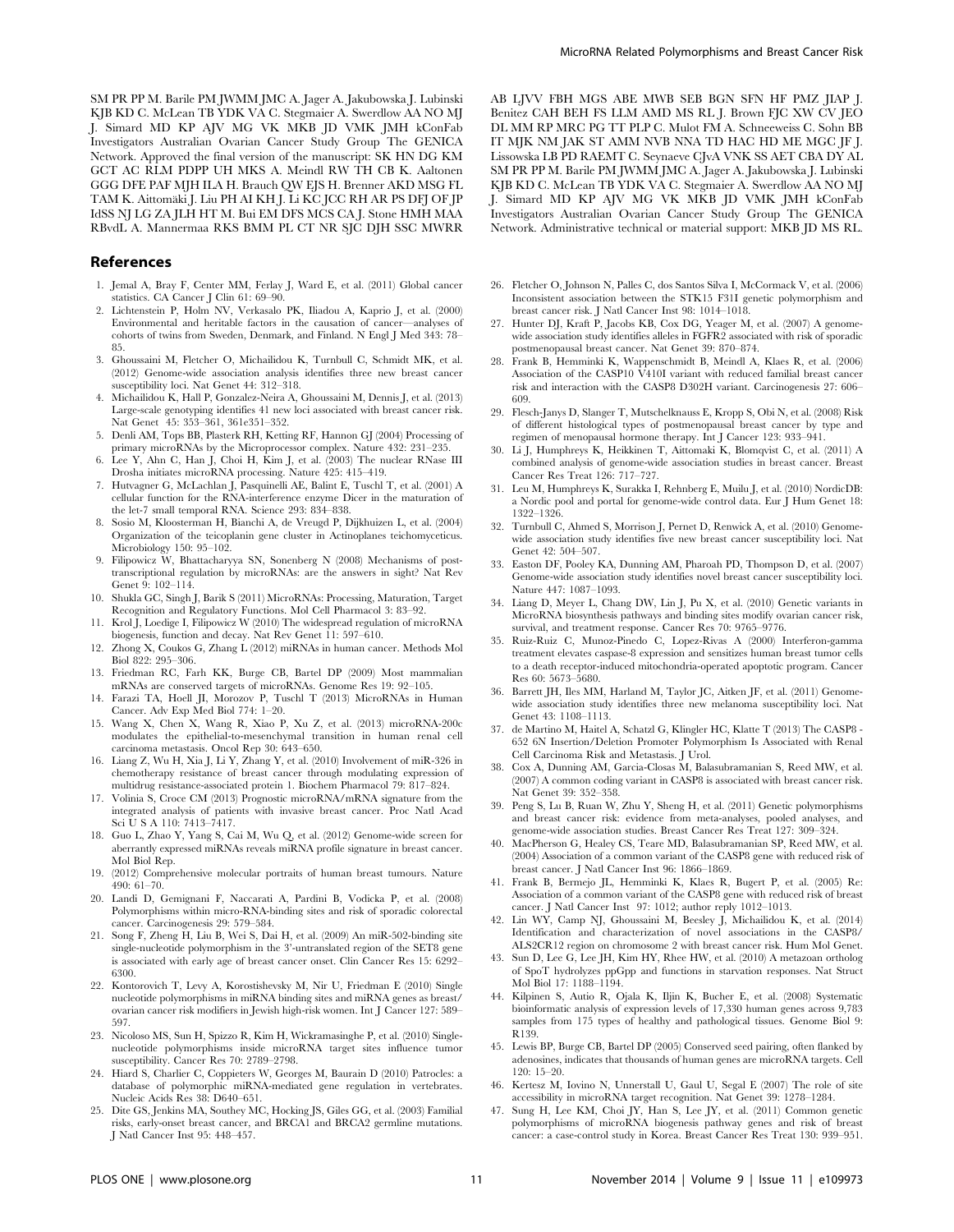SM PR PP M. Barile PM JWMM JMC A. Jager A. Jakubowska J. Lubinski KJB KD C. McLean TB YDK VA C. Stegmaier A. Swerdlow AA NO MJ J. Simard MD KP AJV MG VK MKB JD VMK JMH kConFab Investigators Australian Ovarian Cancer Study Group The GENICA Network. Approved the final version of the manuscript: SK HN DG KM GCT AC RLM PDPP UH MKS A. Meindl RW TH CB K. Aaltonen GGG DFE PAF MJH ILA H. Brauch QW EJS H. Brenner AKD MSG FL TAM K. Aittomäki J. Liu PH AI KH J. Li KC JCC RH AR PS DFJ OF JP IdSS NJ LG ZA JLH HT M. Bui EM DFS MCS CA J. Stone HMH MAA RBvdL A. Mannermaa RKS BMM PL CT NR SJC DJH SSC MWRR AB LJVV FBH MGS ABE MWB SEB BGN SFN HF PMZ JIAP J. Benitez CAH BEH FS LLM AMD MS RL J. Brown FJC XW CV JEO DL MM RP MRC PG TT PLP C. Mulot FM A. Schneeweiss C. Sohn BB IT MJK NM JAK ST AMM NVB NNA TD HAC HD ME MGC JF J. Lissowska LB PD RAEMT C. Seynaeve CJvA VNK SS AET CBA DY AL SM PR PP M. Barile PM JWMM JMC A. Jager A. Jakubowska J. Lubinski KJB KD C. McLean TB YDK VA C. Stegmaier A. Swerdlow AA NO MJ J. Simard MD KP AJV MG VK MKB JD VMK JMH kConFab Investigators Australian Ovarian Cancer Study Group The GENICA Network. Administrative technical or material support: MKB JD MS RL.

## References

1. Jemal A, Bray F, Center MM, Ferlay J, Ward E, et al. (2011) Global cancer statistics. CA Cancer J Clin 61: 69–90.
2. Lichtenstein P, Holm NV, Verkasalo PK, Iliadou A, Kaprio J, et al. (2000) Environmental and heritable factors in the causation of cancer—analyses of cohorts of twins from Sweden, Denmark, and Finland. N Engl J Med 343: 78–85.
3. Ghoussaini M, Fletcher O, Michailidou K, Turnbull C, Schmidt MK, et al. (2012) Genome-wide association analysis identifies three new breast cancer susceptibility loci. Nat Genet 44: 312–318.
4. Michailidou K, Hall P, Gonzalez-Neira A, Ghoussaini M, Dennis J, et al. (2013) Large-scale genotyping identifies 41 new loci associated with breast cancer risk. Nat Genet 45: 353–361, 361e351–352.
5. Denli AM, Tops BB, Plasterk RH, Ketting RF, Hannon GJ (2004) Processing of primary microRNAs by the Microprocessor complex. Nature 432: 231–235.
6. Lee Y, Ahn C, Han J, Choi H, Kim J, et al. (2003) The nuclear RNase III Drosha initiates microRNA processing. Nature 425: 415–419.
7. Hutvagner G, McLachlan J, Pasquinelli AE, Balint E, Tuschl T, et al. (2001) A cellular function for the RNA-interference enzyme Dicer in the maturation of the let-7 small temporal RNA. Science 293: 834–838.
8. Sosio M, Kloosterman H, Bianchi A, de Vreugd P, Dijkhuizen L, et al. (2004) Organization of the teicoplanin gene cluster in Actinoplanes teichomyceticus. Microbiology 150: 95–102.
9. Filipowicz W, Bhattacharyya SN, Sonenberg N (2008) Mechanisms of post-transcriptional regulation by microRNAs: are the answers in sight? Nat Rev Genet 9: 102–114.
10. Shukla GC, Singh J, Barik S (2011) MicroRNAs: Processing, Maturation, Target Recognition and Regulatory Functions. Mol Cell Pharmacol 3: 83–92.
11. Krol J, Loedige I, Filipowicz W (2010) The widespread regulation of microRNA biogenesis, function and decay. Nat Rev Genet 11: 597–610.
12. Zhong X, Coukos G, Zhang L (2012) miRNAs in human cancer. Methods Mol Biol 822: 295–306.
13. Friedman RC, Farh KK, Burge CB, Bartel DP (2009) Most mammalian mRNAs are conserved targets of microRNAs. Genome Res 19: 92–105.
14. Farazi TA, Hoell JI, Morozov P, Tuschl T (2013) MicroRNAs in Human Cancer. Adv Exp Med Biol 774: 1–20.
15. Wang X, Chen X, Wang R, Xiao P, Xu Z, et al. (2013) microRNA-200c modulates the epithelial-to-mesenchymal transition in human renal cell carcinoma metastasis. Oncol Rep 30: 643–650.
16. Liang Z, Wu H, Xia J, Li Y, Zhang Y, et al. (2010) Involvement of miR-326 in chemotherapy resistance of breast cancer through modulating expression of multidrug resistance-associated protein 1. Biochem Pharmacol 79: 817–824.
17. Volinia S, Croce CM (2013) Prognostic microRNA/mRNA signature from the integrated analysis of patients with invasive breast cancer. Proc Natl Acad Sci U S A 110: 7413–7417.
18. Guo L, Zhao Y, Yang S, Cai M, Wu Q, et al. (2012) Genome-wide screen for aberrantly expressed miRNAs reveals miRNA profile signature in breast cancer. Mol Biol Rep.
19. (2012) Comprehensive molecular portraits of human breast tumours. Nature 490: 61–70.
20. Landi D, Gemignani F, Naccarati A, Pardini B, Vodicka P, et al. (2008) Polymorphisms within micro-RNA-binding sites and risk of sporadic colorectal cancer. Carcinogenesis 29: 579–584.
21. Song F, Zheng H, Liu B, Wei S, Dai H, et al. (2009) An miR-502-binding site single-nucleotide polymorphism in the 3′-untranslated region of the SET8 gene is associated with early age of breast cancer onset. Clin Cancer Res 15: 6292–6300.
22. Kontorovich T, Levy A, Korostishevsky M, Nir U, Friedman E (2010) Single nucleotide polymorphisms in miRNA binding sites and miRNA genes as breast/ovarian cancer risk modifiers in Jewish high-risk women. Int J Cancer 127: 589–597.
23. Nicoloso MS, Sun H, Spizzo R, Kim H, Wickramasinghe P, et al. (2010) Single-nucleotide polymorphisms inside microRNA target sites influence tumor susceptibility. Cancer Res 70: 2789–2798.
24. Hiard S, Charlier C, Coppieters W, Georges M, Baurain D (2010) Patrocles: a database of polymorphic miRNA-mediated gene regulation in vertebrates. Nucleic Acids Res 38: D640–651.
25. Dite GS, Jenkins MA, Southey MC, Hocking JS, Giles GG, et al. (2003) Familial risks, early-onset breast cancer, and BRCA1 and BRCA2 germline mutations. J Natl Cancer Inst 95: 448–457.
26. Fletcher O, Johnson N, Palles C, dos Santos Silva I, McCormack V, et al. (2006) Inconsistent association between the STK15 F31I genetic polymorphism and breast cancer risk. J Natl Cancer Inst 98: 1014–1018.
27. Hunter DJ, Kraft P, Jacobs KB, Cox DG, Yeager M, et al. (2007) A genome-wide association study identifies alleles in FGFR2 associated with risk of sporadic postmenopausal breast cancer. Nat Genet 39: 870–874.
28. Frank B, Hemminki K, Wappenschmidt B, Meindl A, Klaes R, et al. (2006) Association of the CASP10 V410I variant with reduced familial breast cancer risk and interaction with the CASP8 D302H variant. Carcinogenesis 27: 606–609.
29. Flesch-Janys D, Slanger T, Mutschelknauss E, Kropp S, Obi N, et al. (2008) Risk of different histological types of postmenopausal breast cancer by type and regimen of menopausal hormone therapy. Int J Cancer 123: 933–941.
30. Li J, Humphreys K, Heikkinen T, Aittomaki K, Blomqvist C, et al. (2011) A combined analysis of genome-wide association studies in breast cancer. Breast Cancer Res Treat 126: 717–727.
31. Leu M, Humphreys K, Surakka I, Rehnberg E, Muilu J, et al. (2010) NordicDB: a Nordic pool and portal for genome-wide control data. Eur J Hum Genet 18: 1322–1326.
32. Turnbull C, Ahmed S, Morrison J, Pernet D, Renwick A, et al. (2010) Genome-wide association study identifies five new breast cancer susceptibility loci. Nat Genet 42: 504–507.
33. Easton DF, Pooley KA, Dunning AM, Pharoah PD, Thompson D, et al. (2007) Genome-wide association study identifies novel breast cancer susceptibility loci. Nature 447: 1087–1093.
34. Liang D, Meyer L, Chang DW, Lin J, Pu X, et al. (2010) Genetic variants in MicroRNA biosynthesis pathways and binding sites modify ovarian cancer risk, survival, and treatment response. Cancer Res 70: 9765–9776.
35. Ruiz-Ruiz C, Munoz-Pinedo C, Lopez-Rivas A (2000) Interferon-gamma treatment elevates caspase-8 expression and sensitizes human breast tumor cells to a death receptor-induced mitochondria-operated apoptotic program. Cancer Res 60: 5673–5680.
36. Barrett JH, Iles MM, Harland M, Taylor JC, Aitken JF, et al. (2011) Genome-wide association study identifies three new melanoma susceptibility loci. Nat Genet 43: 1108–1113.
37. de Martino M, Haitel A, Schatzl G, Klingler HC, Klatte T (2013) The CASP8 -652 6N Insertion/Deletion Promoter Polymorphism Is Associated with Renal Cell Carcinoma Risk and Metastasis. J Urol.
38. Cox A, Dunning AM, Garcia-Closas M, Balasubramanian S, Reed MW, et al. (2007) A common coding variant in CASP8 is associated with breast cancer risk. Nat Genet 39: 352–358.
39. Peng S, Lu B, Ruan W, Zhu Y, Sheng H, et al. (2011) Genetic polymorphisms and breast cancer risk: evidence from meta-analyses, pooled analyses, and genome-wide association studies. Breast Cancer Res Treat 127: 309–324.
40. MacPherson G, Healey CS, Teare MD, Balasubramanian SP, Reed MW, et al. (2004) Association of a common variant of the CASP8 gene with reduced risk of breast cancer. J Natl Cancer Inst 96: 1866–1869.
41. Frank B, Bermejo JL, Hemminki K, Klaes R, Bugert P, et al. (2005) Re: Association of a common variant of the CASP8 gene with reduced risk of breast cancer. J Natl Cancer Inst 97: 1012; author reply 1012–1013.
42. Lin WY, Camp NJ, Ghoussaini M, Beesley J, Michailidou K, et al. (2014) Identification and characterization of novel associations in the CASP8/ALS2CR12 region on chromosome 2 with breast cancer risk. Hum Mol Genet.
43. Sun D, Lee G, Lee JH, Kim HY, Rhee HW, et al. (2010) A metazoan ortholog of SpoT hydrolyzes ppGpp and functions in starvation responses. Nat Struct Mol Biol 17: 1188–1194.
44. Kilpinen S, Autio R, Ojala K, Iljin K, Bucher E, et al. (2008) Systematic bioinformatic analysis of expression levels of 17,330 human genes across 9,783 samples from 175 types of healthy and pathological tissues. Genome Biol 9: R139.
45. Lewis BP, Burge CB, Bartel DP (2005) Conserved seed pairing, often flanked by adenosines, indicates that thousands of human genes are microRNA targets. Cell 120: 15–20.
46. Kertesz M, Iovino N, Unnerstall U, Gaul U, Segal E (2007) The role of site accessibility in microRNA target recognition. Nat Genet 39: 1278–1284.
47. Sung H, Lee KM, Choi JY, Han S, Lee JY, et al. (2011) Common genetic polymorphisms of microRNA biogenesis pathway genes and risk of breast cancer: a case-control study in Korea. Breast Cancer Res Treat 130: 939–951.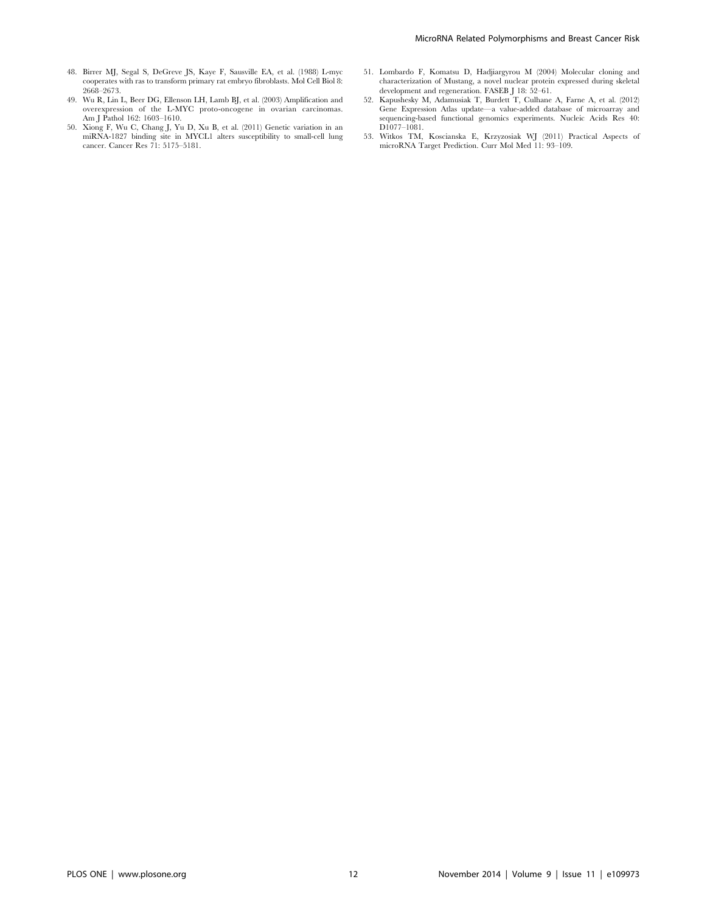48. Birrer MJ, Segal S, DeGreve JS, Kaye F, Sausville EA, et al. (1988) L-myc cooperates with ras to transform primary rat embryo fibroblasts. Mol Cell Biol 8: 2668–2673.
49. Wu R, Lin L, Beer DG, Ellenson LH, Lamb BJ, et al. (2003) Amplification and overexpression of the L-MYC proto-oncogene in ovarian carcinomas. Am J Pathol 162: 1603–1610.
50. Xiong F, Wu C, Chang J, Yu D, Xu B, et al. (2011) Genetic variation in an miRNA-1827 binding site in MYCL1 alters susceptibility to small-cell lung cancer. Cancer Res 71: 5175–5181.
51. Lombardo F, Komatsu D, Hadjiargyrou M (2004) Molecular cloning and characterization of Mustang, a novel nuclear protein expressed during skeletal development and regeneration. FASEB J 18: 52–61.
52. Kapushesky M, Adamusiak T, Burdett T, Culhane A, Farne A, et al. (2012) Gene Expression Atlas update—a value-added database of microarray and sequencing-based functional genomics experiments. Nucleic Acids Res 40: D1077–1081.
53. Witkos TM, Koscianska E, Krzyzosiak WJ (2011) Practical Aspects of microRNA Target Prediction. Curr Mol Med 11: 93–109.